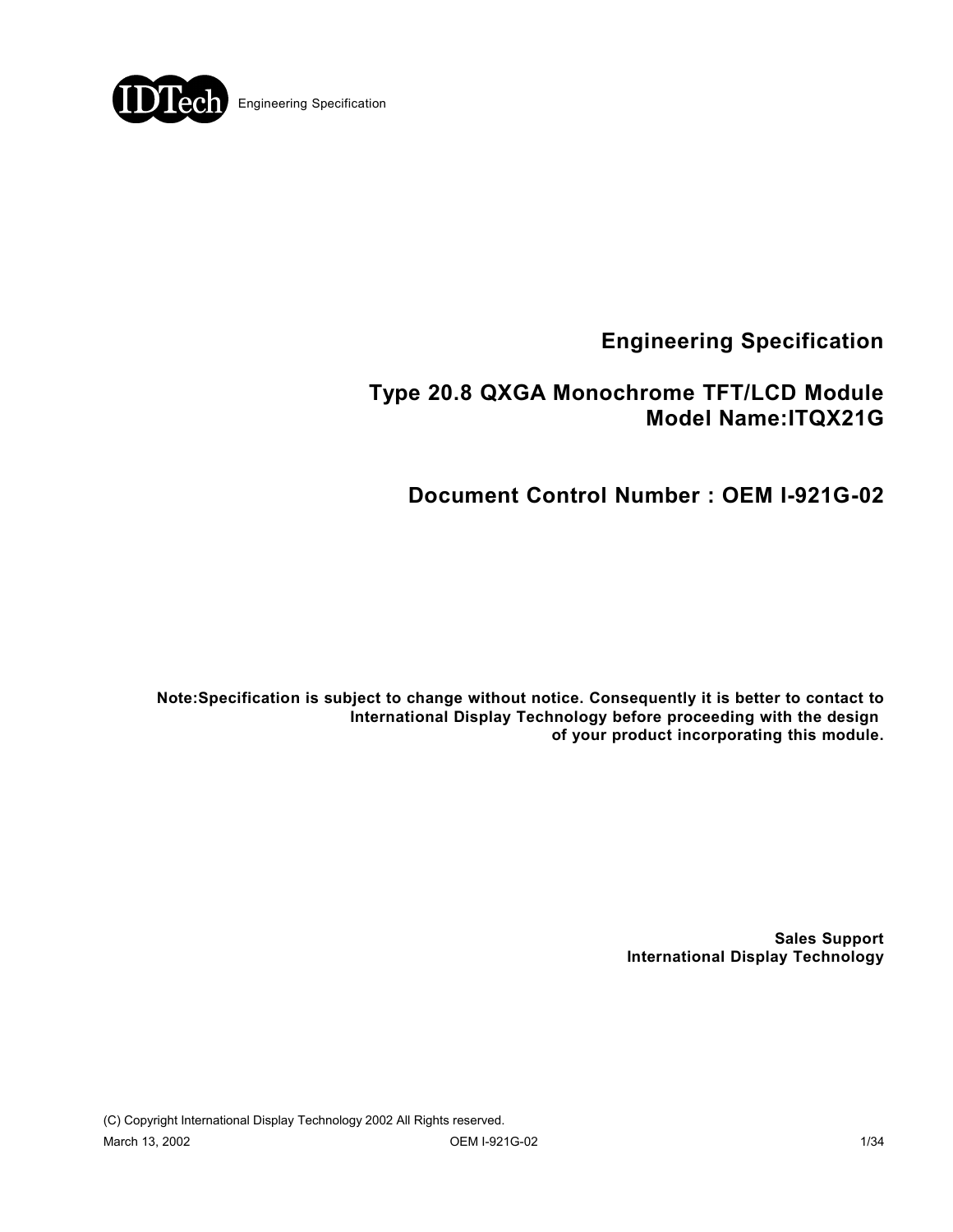# Engineering Specification

## Type 20.8 QXGA Monochrome TFT/LCD Module
## Model Name:ITQX21G

## Document Control Number : OEM I-921G-02

**Note:Specification is subject to change without notice. Consequently it is better to contact to International Display Technology before proceeding with the design of your product incorporating this module.**

**Sales Support**
**International Display Technology**

(C) Copyright International Display Technology 2002 All Rights reserved.

March 13, 2002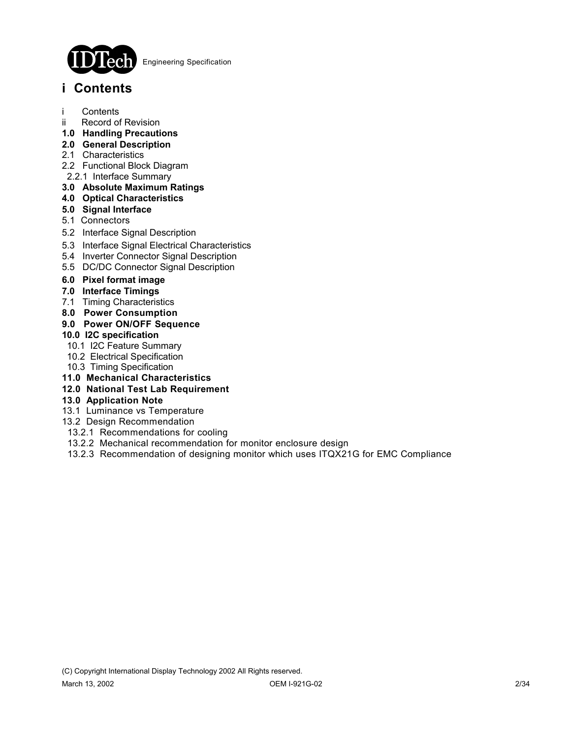## i Contents

i Contents
ii Record of Revision
**1.0 Handling Precautions**
**2.0 General Description**
2.1 Characteristics
2.2 Functional Block Diagram
2.2.1 Interface Summary
**3.0 Absolute Maximum Ratings**
**4.0 Optical Characteristics**
**5.0 Signal Interface**
5.1 Connectors
5.2 Interface Signal Description
5.3 Interface Signal Electrical Characteristics
5.4 Inverter Connector Signal Description
5.5 DC/DC Connector Signal Description
**6.0 Pixel format image**
**7.0 Interface Timings**
7.1 Timing Characteristics
**8.0 Power Consumption**
**9.0 Power ON/OFF Sequence**
**10.0 I2C specification**
10.1 I2C Feature Summary
10.2 Electrical Specification
10.3 Timing Specification
**11.0 Mechanical Characteristics**
**12.0 National Test Lab Requirement**
**13.0 Application Note**
13.1 Luminance vs Temperature
13.2 Design Recommendation
13.2.1 Recommendations for cooling
13.2.2 Mechanical recommendation for monitor enclosure design
13.2.3 Recommendation of designing monitor which uses ITQX21G for EMC Compliance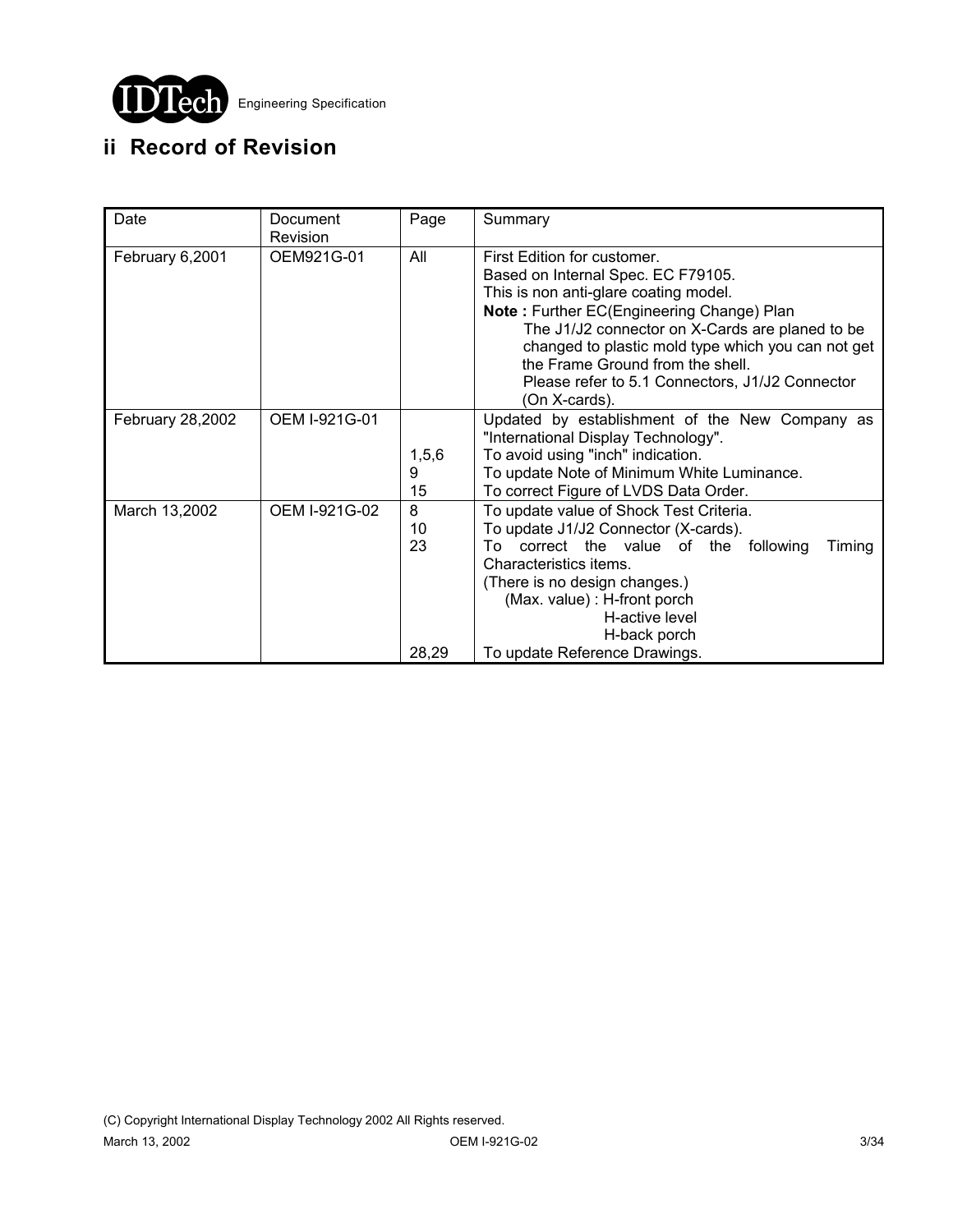## ii Record of Revision

| Date | Document Revision | Page | Summary |
|---|---|---|---|
| February 6,2001 | OEM921G-01 | All | First Edition for customer.<br>Based on Internal Spec. EC F79105.<br>This is non anti-glare coating model.<br>**Note :** Further EC(Engineering Change) Plan<br>The J1/J2 connector on X-Cards are planed to be changed to plastic mold type which you can not get the Frame Ground from the shell.<br>Please refer to 5.1 Connectors, J1/J2 Connector (On X-cards). |
| February 28,2002 | OEM I-921G-01 | <br>1,5,6<br>9<br>15 | Updated by establishment of the New Company as "International Display Technology".<br>To avoid using "inch" indication.<br>To update Note of Minimum White Luminance.<br>To correct Figure of LVDS Data Order. |
| March 13,2002 | OEM I-921G-02 | 8<br>10<br>23<br><br><br><br><br><br>28,29 | To update value of Shock Test Criteria.<br>To update J1/J2 Connector (X-cards).<br>To correct the value of the following Timing Characteristics items.<br>(There is no design changes.)<br>(Max. value) : H-front porch<br>H-active level<br>H-back porch<br>To update Reference Drawings. |

(C) Copyright International Display Technology 2002 All Rights reserved.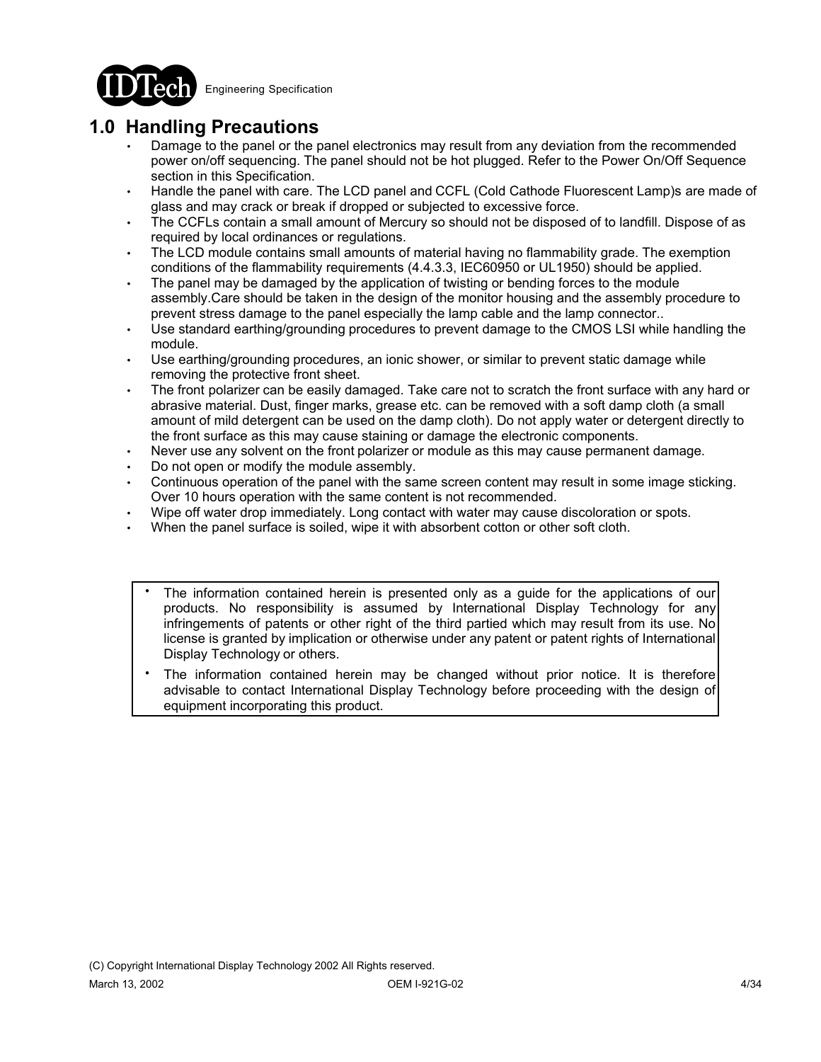## 1.0 Handling Precautions

- Damage to the panel or the panel electronics may result from any deviation from the recommended power on/off sequencing. The panel should not be hot plugged. Refer to the Power On/Off Sequence section in this Specification.
- Handle the panel with care. The LCD panel and CCFL (Cold Cathode Fluorescent Lamp)s are made of glass and may crack or break if dropped or subjected to excessive force.
- The CCFLs contain a small amount of Mercury so should not be disposed of to landfill. Dispose of as required by local ordinances or regulations.
- The LCD module contains small amounts of material having no flammability grade. The exemption conditions of the flammability requirements (4.4.3.3, IEC60950 or UL1950) should be applied.
- The panel may be damaged by the application of twisting or bending forces to the module assembly.Care should be taken in the design of the monitor housing and the assembly procedure to prevent stress damage to the panel especially the lamp cable and the lamp connector..
- Use standard earthing/grounding procedures to prevent damage to the CMOS LSI while handling the module.
- Use earthing/grounding procedures, an ionic shower, or similar to prevent static damage while removing the protective front sheet.
- The front polarizer can be easily damaged. Take care not to scratch the front surface with any hard or abrasive material. Dust, finger marks, grease etc. can be removed with a soft damp cloth (a small amount of mild detergent can be used on the damp cloth). Do not apply water or detergent directly to the front surface as this may cause staining or damage the electronic components.
- Never use any solvent on the front polarizer or module as this may cause permanent damage.
- Do not open or modify the module assembly.
- Continuous operation of the panel with the same screen content may result in some image sticking. Over 10 hours operation with the same content is not recommended.
- Wipe off water drop immediately. Long contact with water may cause discoloration or spots.
- When the panel surface is soiled, wipe it with absorbent cotton or other soft cloth.

---

- The information contained herein is presented only as a guide for the applications of our products. No responsibility is assumed by International Display Technology for any infringements of patents or other right of the third partied which may result from its use. No license is granted by implication or otherwise under any patent or patent rights of International Display Technology or others.
- The information contained herein may be changed without prior notice. It is therefore advisable to contact International Display Technology before proceeding with the design of equipment incorporating this product.

---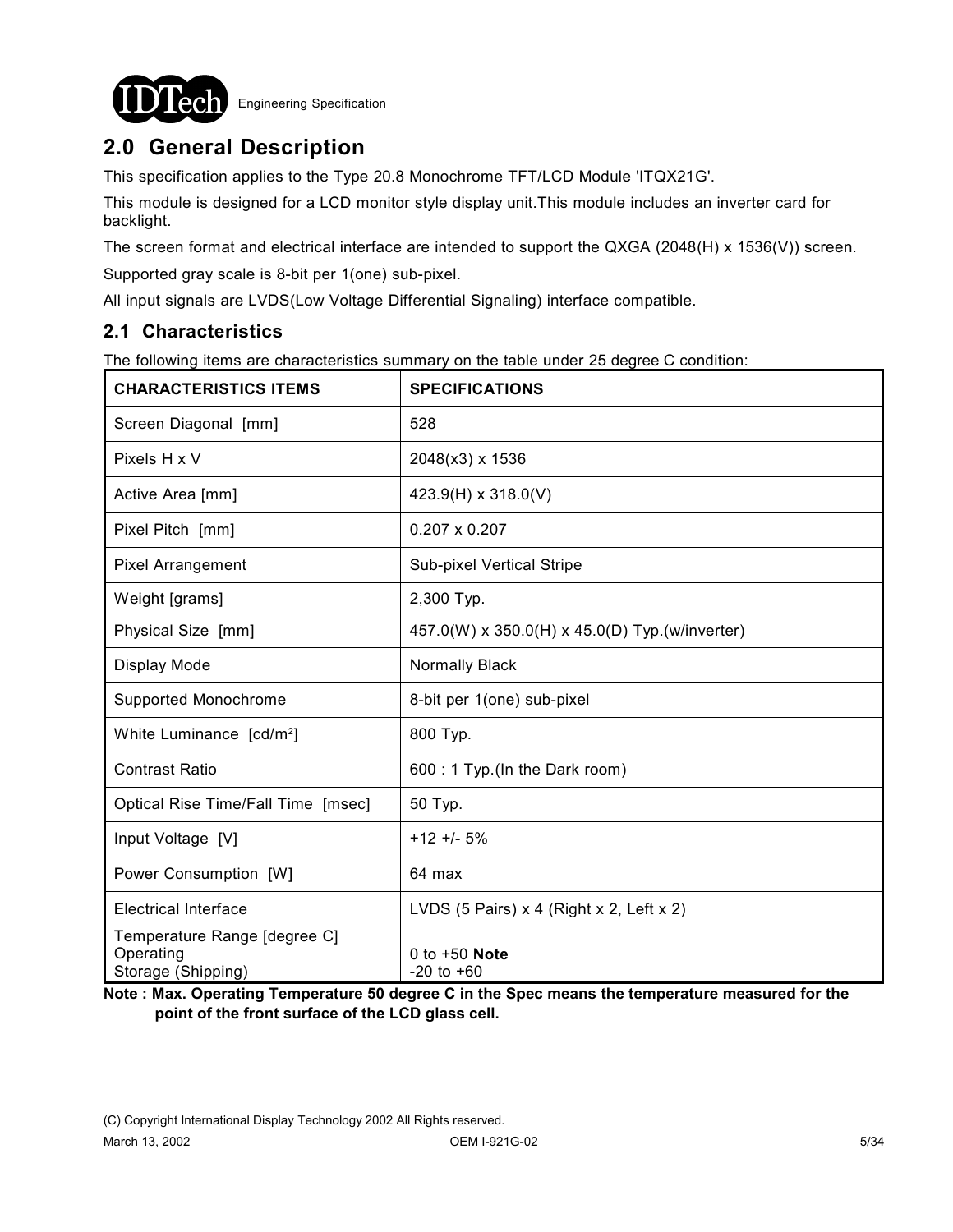## 2.0 General Description

This specification applies to the Type 20.8 Monochrome TFT/LCD Module 'ITQX21G'.

This module is designed for a LCD monitor style display unit.This module includes an inverter card for backlight.

The screen format and electrical interface are intended to support the QXGA (2048(H) x 1536(V)) screen.

Supported gray scale is 8-bit per 1(one) sub-pixel.

All input signals are LVDS(Low Voltage Differential Signaling) interface compatible.

### 2.1 Characteristics

The following items are characteristics summary on the table under 25 degree C condition:

| CHARACTERISTICS ITEMS | SPECIFICATIONS |
|---|---|
| Screen Diagonal [mm] | 528 |
| Pixels H x V | 2048(x3) x 1536 |
| Active Area [mm] | 423.9(H) x 318.0(V) |
| Pixel Pitch [mm] | 0.207 x 0.207 |
| Pixel Arrangement | Sub-pixel Vertical Stripe |
| Weight [grams] | 2,300 Typ. |
| Physical Size [mm] | 457.0(W) x 350.0(H) x 45.0(D) Typ.(w/inverter) |
| Display Mode | Normally Black |
| Supported Monochrome | 8-bit per 1(one) sub-pixel |
| White Luminance [cd/m$^2$] | 800 Typ. |
| Contrast Ratio | 600 : 1 Typ.(In the Dark room) |
| Optical Rise Time/Fall Time [msec] | 50 Typ. |
| Input Voltage [V] | +12 +/- 5% |
| Power Consumption [W] | 64 max |
| Electrical Interface | LVDS (5 Pairs) x 4 (Right x 2, Left x 2) |
| Temperature Range [degree C]<br>Operating<br>Storage (Shipping) | <br>0 to +50 **Note**<br>-20 to +60 |

**Note : Max. Operating Temperature 50 degree C in the Spec means the temperature measured for the point of the front surface of the LCD glass cell.**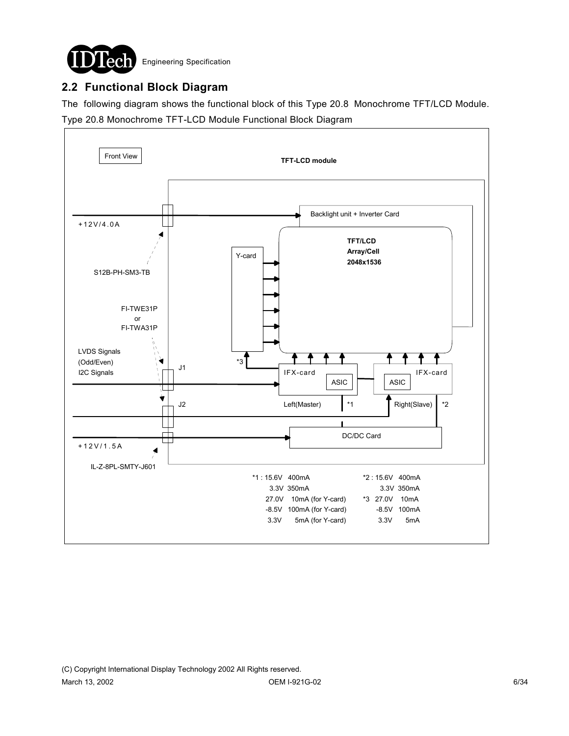## 2.2 Functional Block Diagram

The following diagram shows the functional block of this Type 20.8 Monochrome TFT/LCD Module.

Type 20.8 Monochrome TFT-LCD Module Functional Block Diagram

Front View

TFT-LCD module

+12V/4.0A

S12B-PH-SM3-TB

Backlight unit + Inverter Card

TFT/LCD
Array/Cell
2048x1536

Y-card

FI-TWE31P
or
FI-TWA31P

LVDS Signals
(Odd/Even)
I2C Signals

J1

*3

IFX-card

ASIC

IFX-card

ASIC

J2

Left(Master)

*1

Right(Slave)

*2

DC/DC Card

+12V/1.5A

IL-Z-8PL-SMTY-J601

*1 : 15.6V 400mA
3.3V 350mA
27.0V 10mA (for Y-card)
-8.5V 100mA (for Y-card)
3.3V 5mA (for Y-card)

*2 : 15.6V 400mA
3.3V 350mA

*3 27.0V 10mA
-8.5V 100mA
3.3V 5mA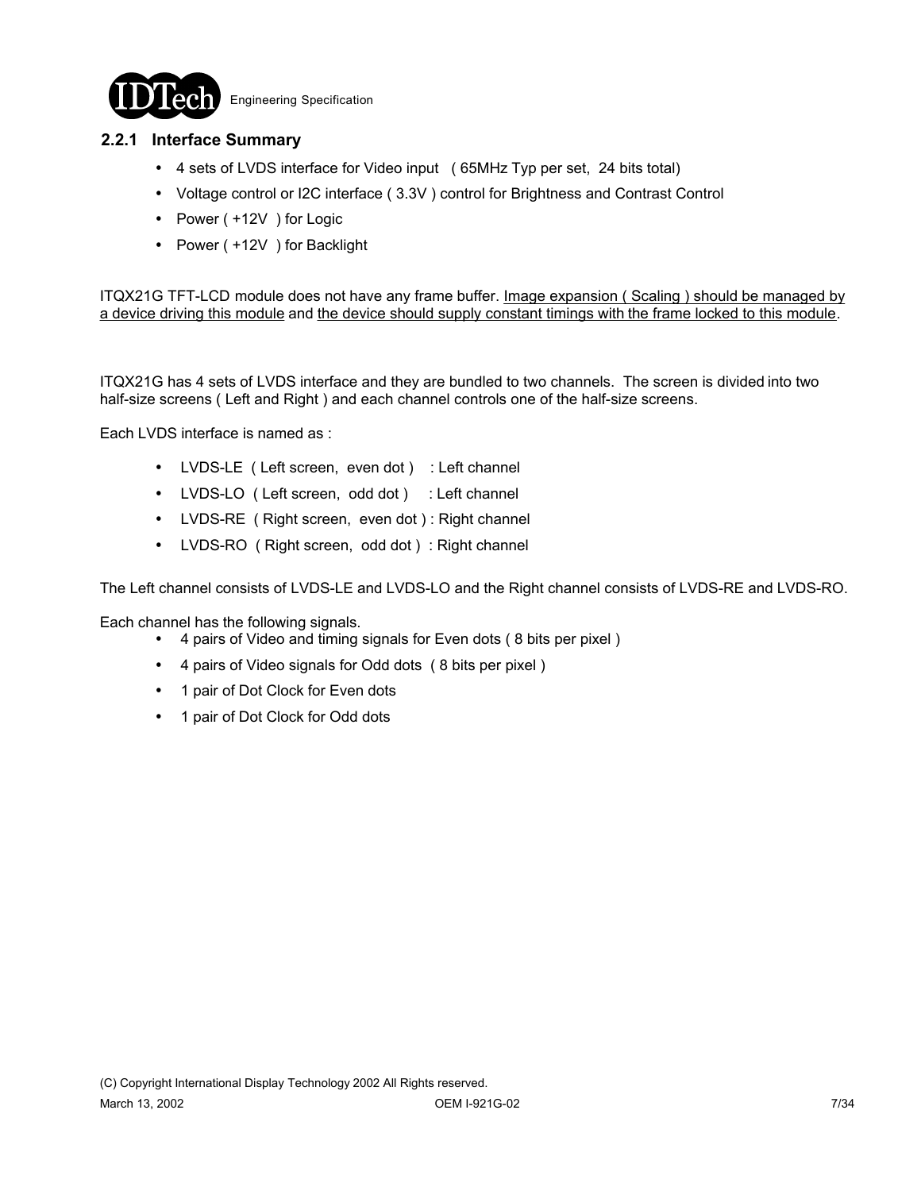### 2.2.1 Interface Summary

- 4 sets of LVDS interface for Video input ( 65MHz Typ per set, 24 bits total)
- Voltage control or I2C interface ( 3.3V ) control for Brightness and Contrast Control
- Power ( +12V ) for Logic
- Power ( +12V ) for Backlight

ITQX21G TFT-LCD module does not have any frame buffer. <u>Image expansion ( Scaling ) should be managed by a device driving this module</u> and <u>the device should supply constant timings with the frame locked to this module</u>.

ITQX21G has 4 sets of LVDS interface and they are bundled to two channels. The screen is divided into two half-size screens ( Left and Right ) and each channel controls one of the half-size screens.

Each LVDS interface is named as :

- LVDS-LE ( Left screen, even dot ) : Left channel
- LVDS-LO ( Left screen, odd dot ) : Left channel
- LVDS-RE ( Right screen, even dot ) : Right channel
- LVDS-RO ( Right screen, odd dot ) : Right channel

The Left channel consists of LVDS-LE and LVDS-LO and the Right channel consists of LVDS-RE and LVDS-RO.

Each channel has the following signals.

- 4 pairs of Video and timing signals for Even dots ( 8 bits per pixel )
- 4 pairs of Video signals for Odd dots ( 8 bits per pixel )
- 1 pair of Dot Clock for Even dots
- 1 pair of Dot Clock for Odd dots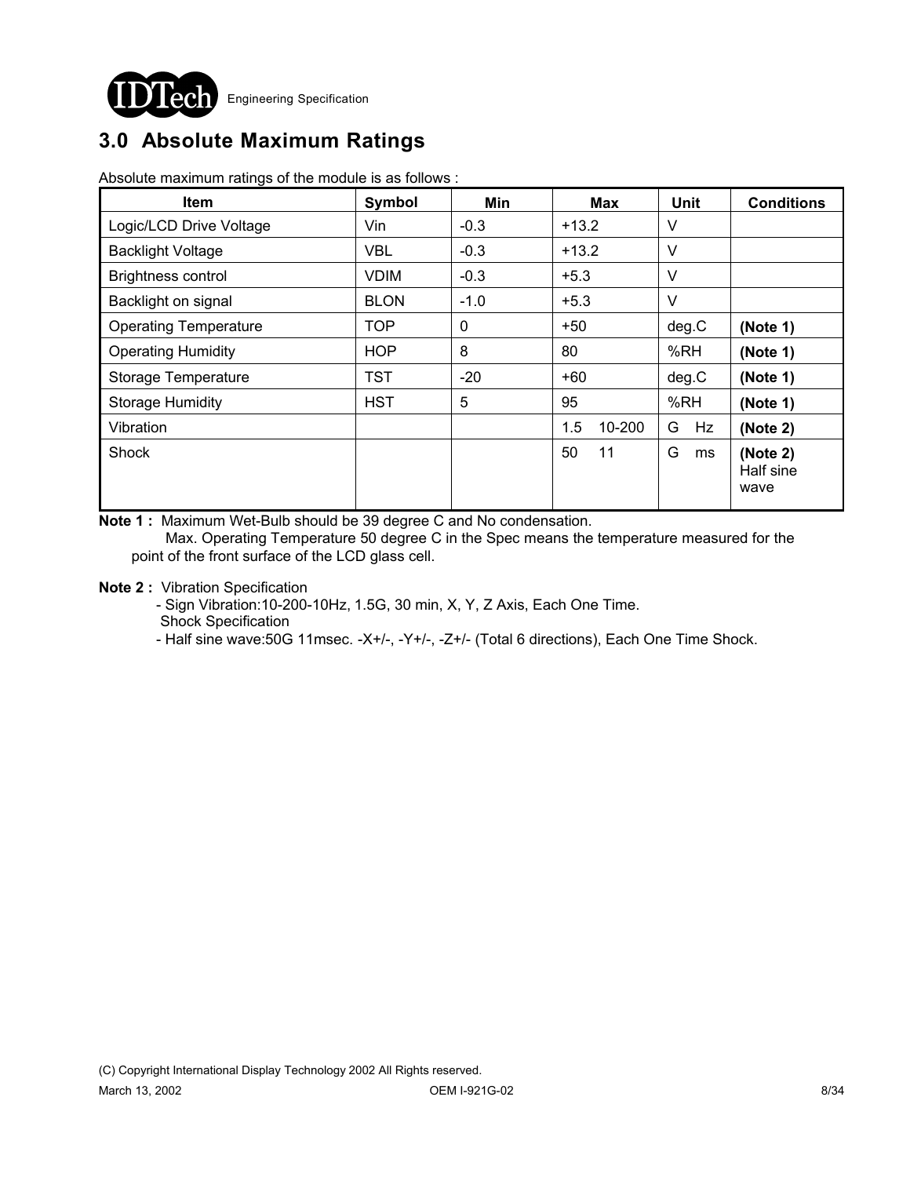## 3.0 Absolute Maximum Ratings

Absolute maximum ratings of the module is as follows :

| Item | Symbol | Min | Max | Unit | Conditions |
|---|---|---|---|---|---|
| Logic/LCD Drive Voltage | Vin | -0.3 | +13.2 | V | |
| Backlight Voltage | VBL | -0.3 | +13.2 | V | |
| Brightness control | VDIM | -0.3 | +5.3 | V | |
| Backlight on signal | BLON | -1.0 | +5.3 | V | |
| Operating Temperature | TOP | 0 | +50 | deg.C | **(Note 1)** |
| Operating Humidity | HOP | 8 | 80 | %RH | **(Note 1)** |
| Storage Temperature | TST | -20 | +60 | deg.C | **(Note 1)** |
| Storage Humidity | HST | 5 | 95 | %RH | **(Note 1)** |
| Vibration | | | 1.5 10-200 | G Hz | **(Note 2)** |
| Shock | | | 50 11 | G ms | **(Note 2)** Half sine wave |

**Note 1 :** Maximum Wet-Bulb should be 39 degree C and No condensation.
Max. Operating Temperature 50 degree C in the Spec means the temperature measured for the point of the front surface of the LCD glass cell.

**Note 2 :** Vibration Specification
- Sign Vibration:10-200-10Hz, 1.5G, 30 min, X, Y, Z Axis, Each One Time.

Shock Specification
- Half sine wave:50G 11msec. -X+/-, -Y+/-, -Z+/- (Total 6 directions), Each One Time Shock.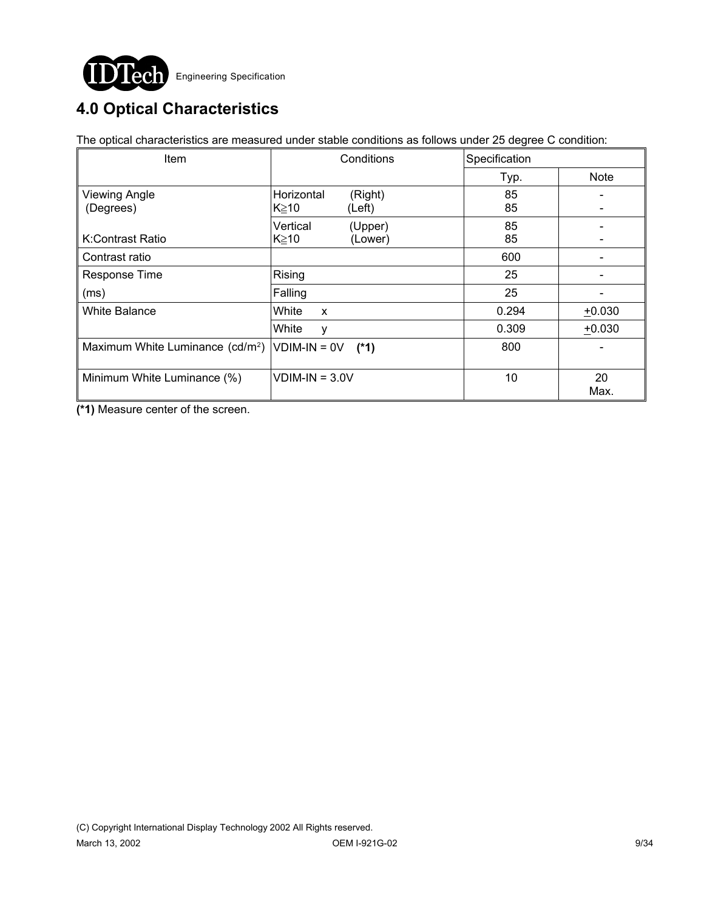## 4.0 Optical Characteristics

The optical characteristics are measured under stable conditions as follows under 25 degree C condition:

| Item | Conditions | Specification | |
|---|---|---|---|
| | | Typ. | Note |
| Viewing Angle (Degrees) | Horizontal (Right) K≧10 (Left) | 85<br>85 | -<br>- |
| K:Contrast Ratio | Vertical (Upper) K≧10 (Lower) | 85<br>85 | -<br>- |
| Contrast ratio | | 600 | - |
| Response Time (ms) | Rising | 25 | - |
| | Falling | 25 | - |
| White Balance | White x | 0.294 | ±0.030 |
| | White y | 0.309 | ±0.030 |
| Maximum White Luminance (cd/m$^2$) | VDIM-IN = 0V **(*1)** | 800 | - |
| Minimum White Luminance (%) | VDIM-IN = 3.0V | 10 | 20 Max. |

**(*1)** Measure center of the screen.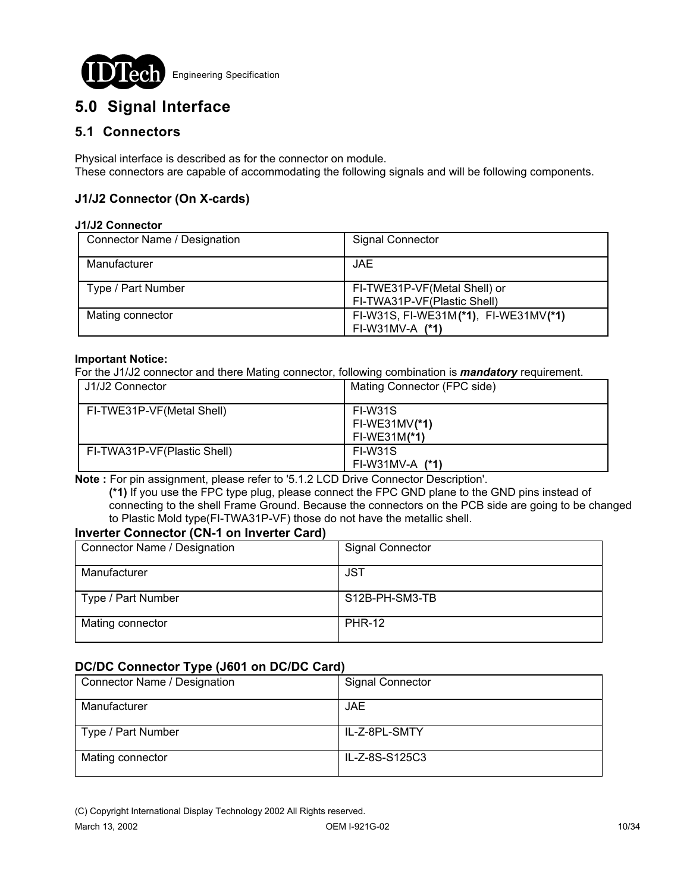## 5.0 Signal Interface

### 5.1 Connectors

Physical interface is described as for the connector on module.
These connectors are capable of accommodating the following signals and will be following components.

#### J1/J2 Connector (On X-cards)

**J1/J2 Connector**

| Connector Name / Designation | Signal Connector |
|---|---|
| Manufacturer | JAE |
| Type / Part Number | FI-TWE31P-VF(Metal Shell) or FI-TWA31P-VF(Plastic Shell) |
| Mating connector | FI-W31S, FI-WE31M**(*1)**, FI-WE31MV**(*1)** FI-W31MV-A **(*1)** |

**Important Notice:**
For the J1/J2 connector and there Mating connector, following combination is ***mandatory*** requirement.

| J1/J2 Connector | Mating Connector (FPC side) |
|---|---|
| FI-TWE31P-VF(Metal Shell) | FI-W31S<br>FI-WE31MV**(*1)**<br>FI-WE31M**(*1)** |
| FI-TWA31P-VF(Plastic Shell) | FI-W31S<br>FI-W31MV-A **(*1)** |

**Note :** For pin assignment, please refer to '5.1.2 LCD Drive Connector Description'.
**(*1)** If you use the FPC type plug, please connect the FPC GND plane to the GND pins instead of connecting to the shell Frame Ground. Because the connectors on the PCB side are going to be changed to Plastic Mold type(FI-TWA31P-VF) those do not have the metallic shell.

#### Inverter Connector (CN-1 on Inverter Card)

| Connector Name / Designation | Signal Connector |
|---|---|
| Manufacturer | JST |
| Type / Part Number | S12B-PH-SM3-TB |
| Mating connector | PHR-12 |

#### DC/DC Connector Type (J601 on DC/DC Card)

| Connector Name / Designation | Signal Connector |
|---|---|
| Manufacturer | JAE |
| Type / Part Number | IL-Z-8PL-SMTY |
| Mating connector | IL-Z-8S-S125C3 |

(C) Copyright International Display Technology 2002 All Rights reserved.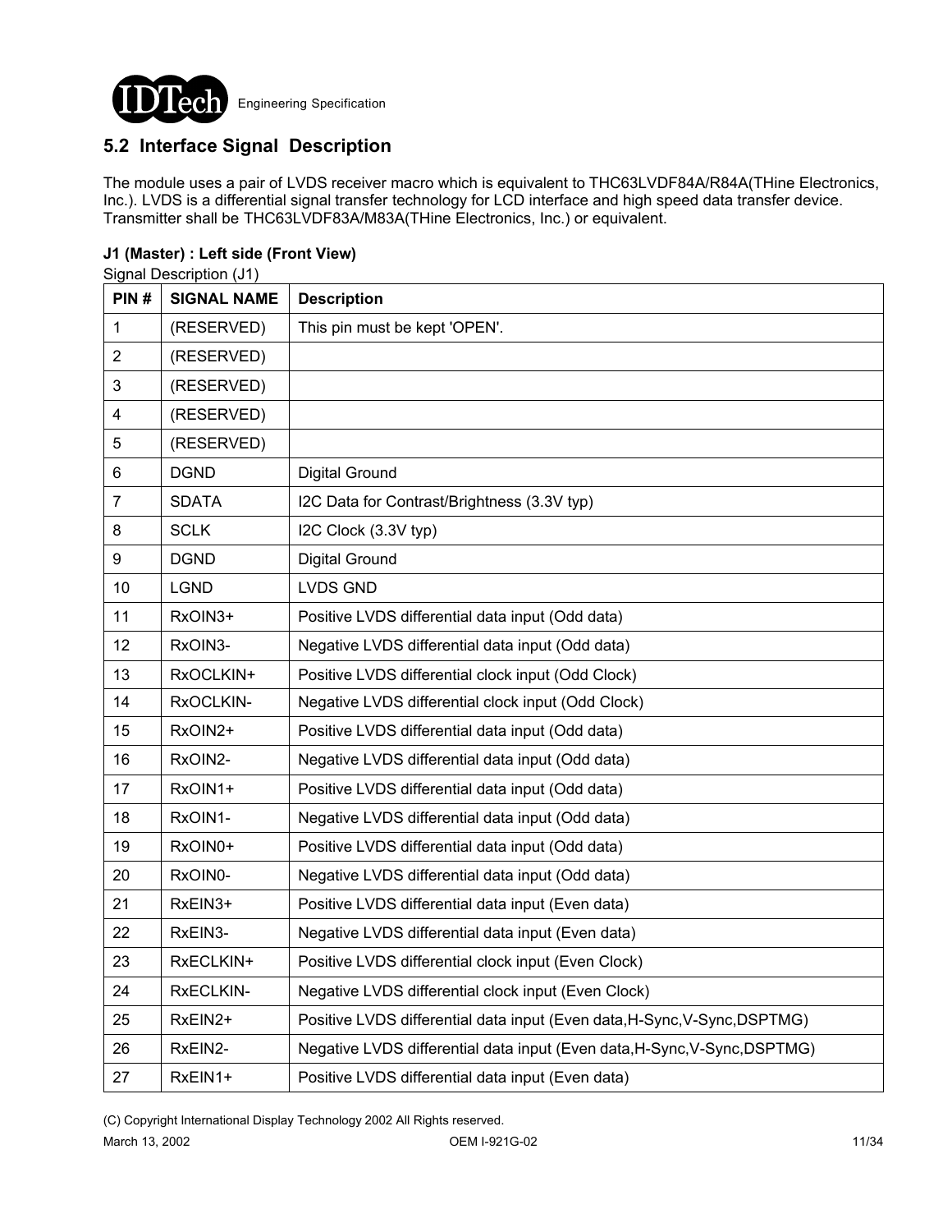## 5.2 Interface Signal Description

The module uses a pair of LVDS receiver macro which is equivalent to THC63LVDF84A/R84A(THine Electronics, Inc.). LVDS is a differential signal transfer technology for LCD interface and high speed data transfer device. Transmitter shall be THC63LVDF83A/M83A(THine Electronics, Inc.) or equivalent.

**J1 (Master) : Left side (Front View)**

Signal Description (J1)

| PIN # | SIGNAL NAME | Description |
|---|---|---|
| 1 | (RESERVED) | This pin must be kept 'OPEN'. |
| 2 | (RESERVED) | |
| 3 | (RESERVED) | |
| 4 | (RESERVED) | |
| 5 | (RESERVED) | |
| 6 | DGND | Digital Ground |
| 7 | SDATA | I2C Data for Contrast/Brightness (3.3V typ) |
| 8 | SCLK | I2C Clock (3.3V typ) |
| 9 | DGND | Digital Ground |
| 10 | LGND | LVDS GND |
| 11 | RxOIN3+ | Positive LVDS differential data input (Odd data) |
| 12 | RxOIN3- | Negative LVDS differential data input (Odd data) |
| 13 | RxOCLKIN+ | Positive LVDS differential clock input (Odd Clock) |
| 14 | RxOCLKIN- | Negative LVDS differential clock input (Odd Clock) |
| 15 | RxOIN2+ | Positive LVDS differential data input (Odd data) |
| 16 | RxOIN2- | Negative LVDS differential data input (Odd data) |
| 17 | RxOIN1+ | Positive LVDS differential data input (Odd data) |
| 18 | RxOIN1- | Negative LVDS differential data input (Odd data) |
| 19 | RxOIN0+ | Positive LVDS differential data input (Odd data) |
| 20 | RxOIN0- | Negative LVDS differential data input (Odd data) |
| 21 | RxEIN3+ | Positive LVDS differential data input (Even data) |
| 22 | RxEIN3- | Negative LVDS differential data input (Even data) |
| 23 | RxECLKIN+ | Positive LVDS differential clock input (Even Clock) |
| 24 | RxECLKIN- | Negative LVDS differential clock input (Even Clock) |
| 25 | RxEIN2+ | Positive LVDS differential data input (Even data,H-Sync,V-Sync,DSPTMG) |
| 26 | RxEIN2- | Negative LVDS differential data input (Even data,H-Sync,V-Sync,DSPTMG) |
| 27 | RxEIN1+ | Positive LVDS differential data input (Even data) |

(C) Copyright International Display Technology 2002 All Rights reserved.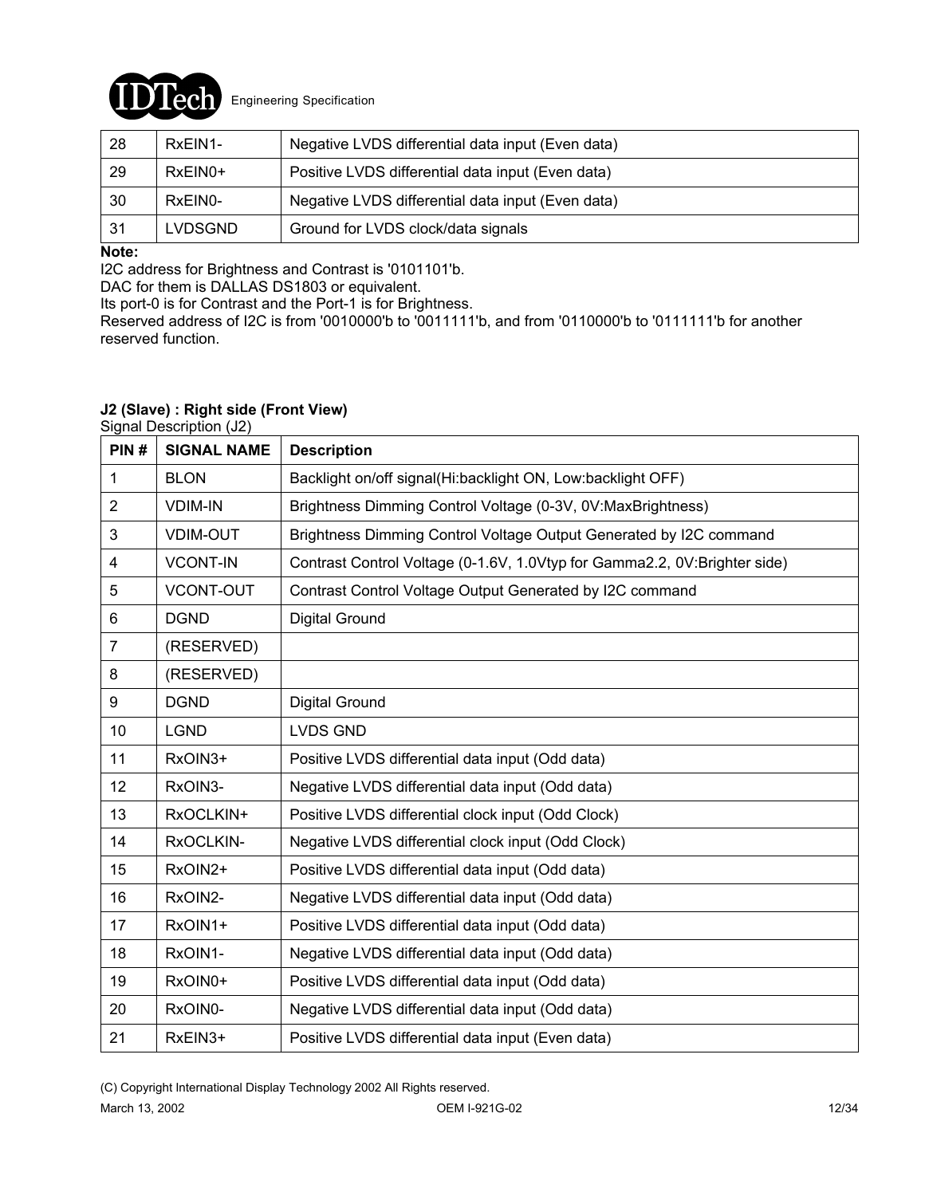| 28 | RxEIN1- | Negative LVDS differential data input (Even data) |
|---|---|---|
| 29 | RxEIN0+ | Positive LVDS differential data input (Even data) |
| 30 | RxEIN0- | Negative LVDS differential data input (Even data) |
| 31 | LVDSGND | Ground for LVDS clock/data signals |

**Note:**

I2C address for Brightness and Contrast is '0101101'b.
DAC for them is DALLAS DS1803 or equivalent.
Its port-0 is for Contrast and the Port-1 is for Brightness.
Reserved address of I2C is from '0010000'b to '0011111'b, and from '0110000'b to '0111111'b for another reserved function.

**J2 (Slave) : Right side (Front View)**

Signal Description (J2)

| PIN # | SIGNAL NAME | Description |
|---|---|---|
| 1 | BLON | Backlight on/off signal(Hi:backlight ON, Low:backlight OFF) |
| 2 | VDIM-IN | Brightness Dimming Control Voltage (0-3V, 0V:MaxBrightness) |
| 3 | VDIM-OUT | Brightness Dimming Control Voltage Output Generated by I2C command |
| 4 | VCONT-IN | Contrast Control Voltage (0-1.6V, 1.0Vtyp for Gamma2.2, 0V:Brighter side) |
| 5 | VCONT-OUT | Contrast Control Voltage Output Generated by I2C command |
| 6 | DGND | Digital Ground |
| 7 | (RESERVED) | |
| 8 | (RESERVED) | |
| 9 | DGND | Digital Ground |
| 10 | LGND | LVDS GND |
| 11 | RxOIN3+ | Positive LVDS differential data input (Odd data) |
| 12 | RxOIN3- | Negative LVDS differential data input (Odd data) |
| 13 | RxOCLKIN+ | Positive LVDS differential clock input (Odd Clock) |
| 14 | RxOCLKIN- | Negative LVDS differential clock input (Odd Clock) |
| 15 | RxOIN2+ | Positive LVDS differential data input (Odd data) |
| 16 | RxOIN2- | Negative LVDS differential data input (Odd data) |
| 17 | RxOIN1+ | Positive LVDS differential data input (Odd data) |
| 18 | RxOIN1- | Negative LVDS differential data input (Odd data) |
| 19 | RxOIN0+ | Positive LVDS differential data input (Odd data) |
| 20 | RxOIN0- | Negative LVDS differential data input (Odd data) |
| 21 | RxEIN3+ | Positive LVDS differential data input (Even data) |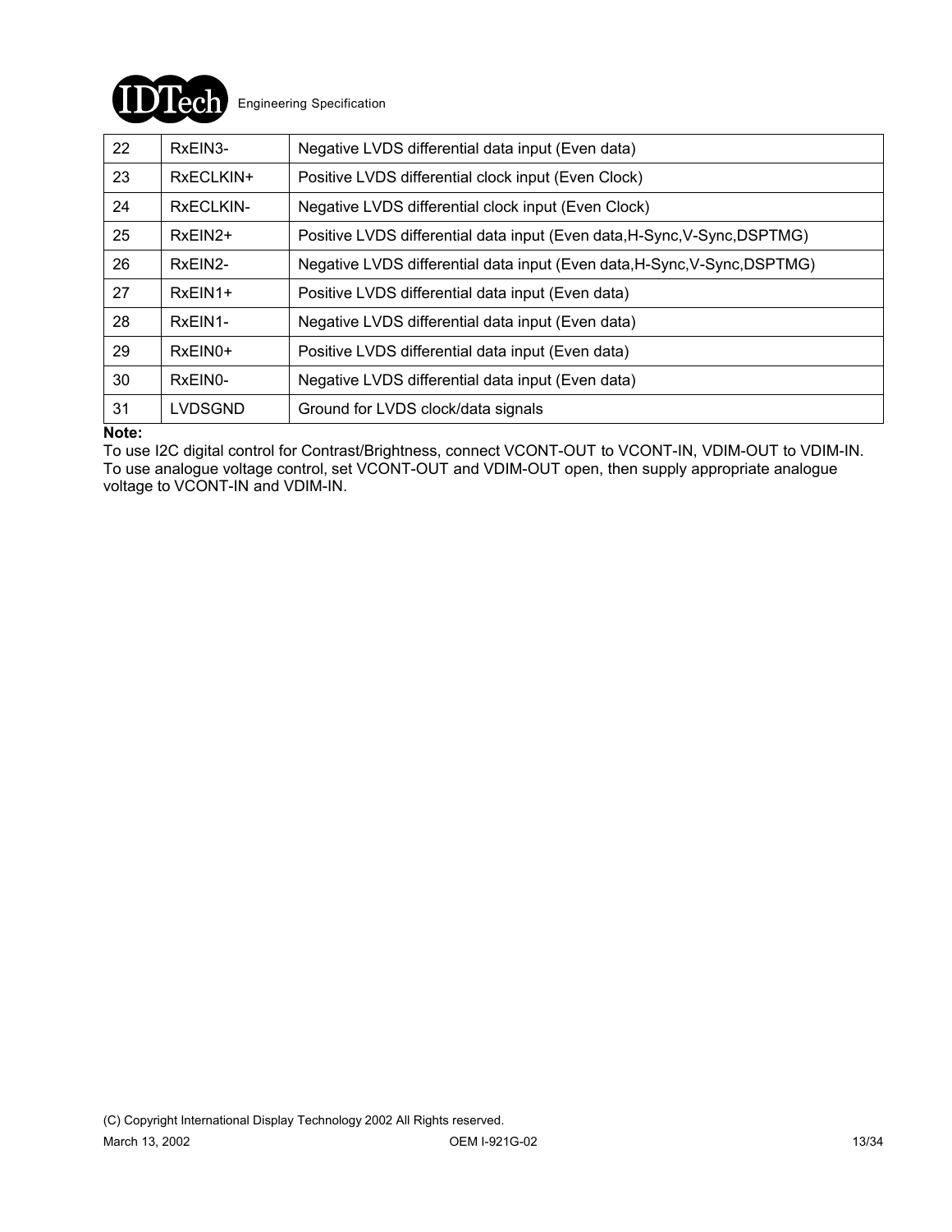| 22 | RxEIN3- | Negative LVDS differential data input (Even data) |
|---|---|---|
| 23 | RxECLKIN+ | Positive LVDS differential clock input (Even Clock) |
| 24 | RxECLKIN- | Negative LVDS differential clock input (Even Clock) |
| 25 | RxEIN2+ | Positive LVDS differential data input (Even data,H-Sync,V-Sync,DSPTMG) |
| 26 | RxEIN2- | Negative LVDS differential data input (Even data,H-Sync,V-Sync,DSPTMG) |
| 27 | RxEIN1+ | Positive LVDS differential data input (Even data) |
| 28 | RxEIN1- | Negative LVDS differential data input (Even data) |
| 29 | RxEIN0+ | Positive LVDS differential data input (Even data) |
| 30 | RxEIN0- | Negative LVDS differential data input (Even data) |
| 31 | LVDSGND | Ground for LVDS clock/data signals |

**Note:**
To use I2C digital control for Contrast/Brightness, connect VCONT-OUT to VCONT-IN, VDIM-OUT to VDIM-IN.
To use analogue voltage control, set VCONT-OUT and VDIM-OUT open, then supply appropriate analogue voltage to VCONT-IN and VDIM-IN.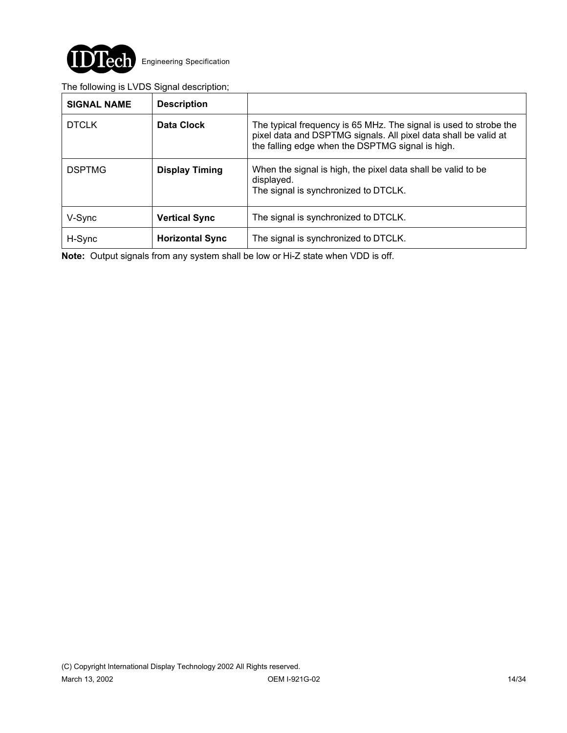The following is LVDS Signal description;

| SIGNAL NAME | Description | |
|---|---|---|
| DTCLK | **Data Clock** | The typical frequency is 65 MHz. The signal is used to strobe the pixel data and DSPTMG signals. All pixel data shall be valid at the falling edge when the DSPTMG signal is high. |
| DSPTMG | **Display Timing** | When the signal is high, the pixel data shall be valid to be displayed.<br>The signal is synchronized to DTCLK. |
| V-Sync | **Vertical Sync** | The signal is synchronized to DTCLK. |
| H-Sync | **Horizontal Sync** | The signal is synchronized to DTCLK. |

**Note:** Output signals from any system shall be low or Hi-Z state when VDD is off.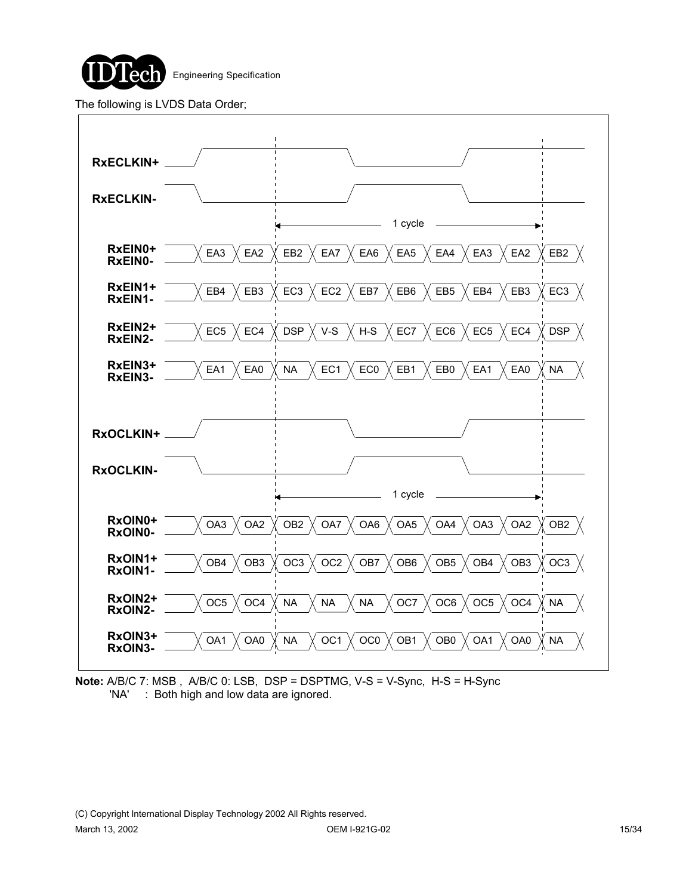The following is LVDS Data Order;

| Signal | | | | | | | | | | |
|---|---|---|---|---|---|---|---|---|---|---|
| RxEIN0+ / RxEIN0- | EA3 | EA2 | EB2 | EA7 | EA6 | EA5 | EA4 | EA3 | EA2 | EB2 |
| RxEIN1+ / RxEIN1- | EB4 | EB3 | EC3 | EC2 | EB7 | EB6 | EB5 | EB4 | EB3 | EC3 |
| RxEIN2+ / RxEIN2- | EC5 | EC4 | DSP | V-S | H-S | EC7 | EC6 | EC5 | EC4 | DSP |
| RxEIN3+ / RxEIN3- | EA1 | EA0 | NA | EC1 | EC0 | EB1 | EB0 | EA1 | EA0 | NA |
| RxOIN0+ / RxOIN0- | OA3 | OA2 | OB2 | OA7 | OA6 | OA5 | OA4 | OA3 | OA2 | OB2 |
| RxOIN1+ / RxOIN1- | OB4 | OB3 | OC3 | OC2 | OB7 | OB6 | OB5 | OB4 | OB3 | OC3 |
| RxOIN2+ / RxOIN2- | OC5 | OC4 | NA | NA | NA | OC7 | OC6 | OC5 | OC4 | NA |
| RxOIN3+ / RxOIN3- | OA1 | OA0 | NA | OC1 | OC0 | OB1 | OB0 | OA1 | OA0 | NA |

(Clock signals RxECLKIN+/RxECLKIN- and RxOCLKIN+/RxOCLKIN-; 1 cycle spans from the third to the tenth data slot.)

**Note:** A/B/C 7: MSB , A/B/C 0: LSB, DSP = DSPTMG, V-S = V-Sync, H-S = H-Sync
'NA' : Both high and low data are ignored.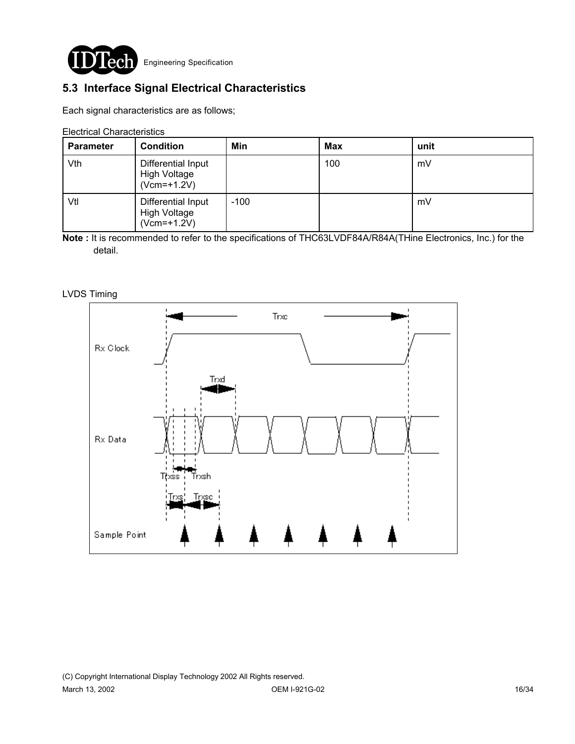## 5.3 Interface Signal Electrical Characteristics

Each signal characteristics are as follows;

Electrical Characteristics

| Parameter | Condition | Min | Max | unit |
|---|---|---|---|---|
| Vth | Differential Input High Voltage (Vcm=+1.2V) | | 100 | mV |
| Vtl | Differential Input High Voltage (Vcm=+1.2V) | -100 | | mV |

**Note :** It is recommended to refer to the specifications of THC63LVDF84A/R84A(THine Electronics, Inc.) for the detail.

LVDS Timing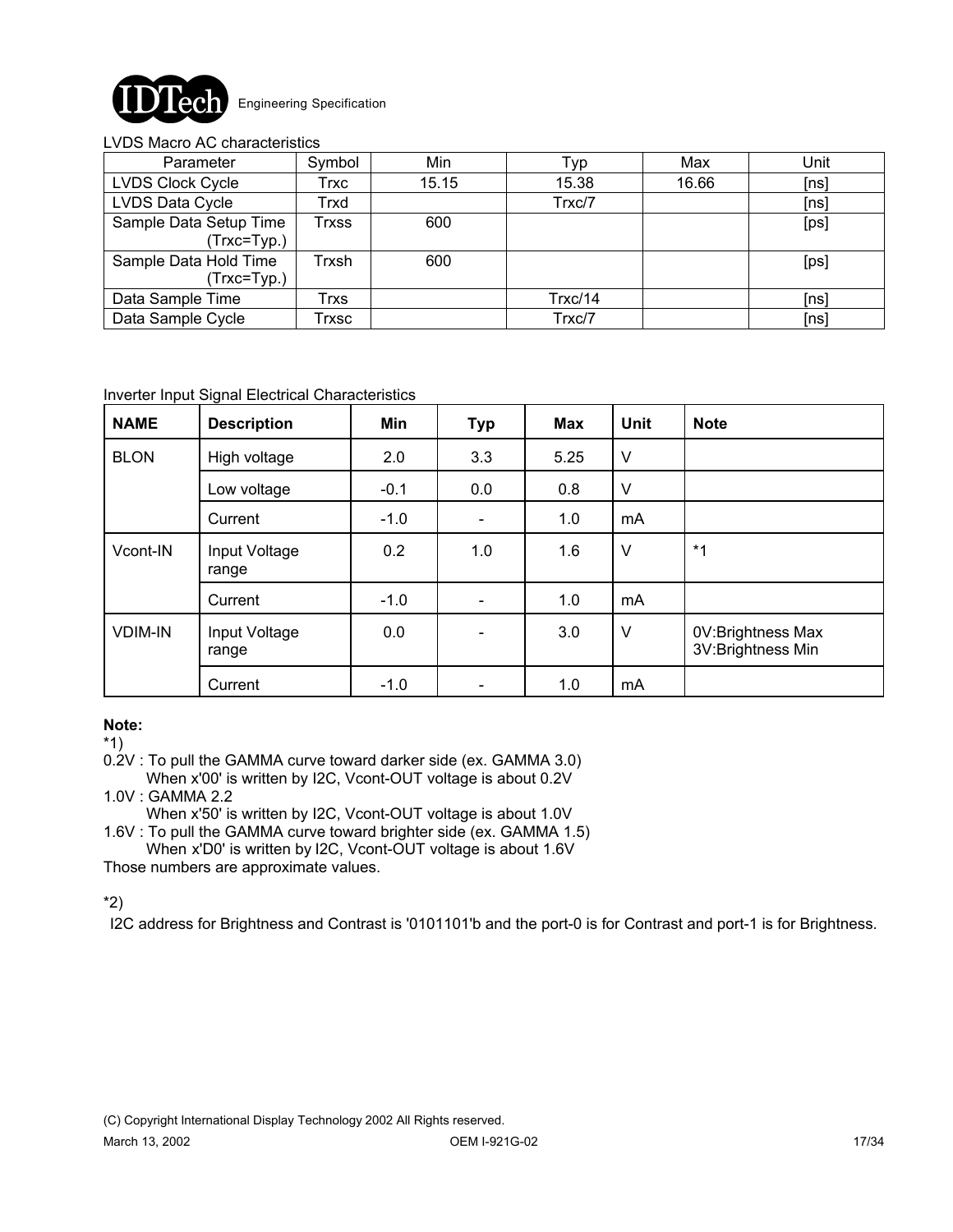LVDS Macro AC characteristics

| Parameter | Symbol | Min | Typ | Max | Unit |
|---|---|---|---|---|---|
| LVDS Clock Cycle | Trxc | 15.15 | 15.38 | 16.66 | [ns] |
| LVDS Data Cycle | Trxd | | Trxc/7 | | [ns] |
| Sample Data Setup Time (Trxc=Typ.) | Trxss | 600 | | | [ps] |
| Sample Data Hold Time (Trxc=Typ.) | Trxsh | 600 | | | [ps] |
| Data Sample Time | Trxs | | Trxc/14 | | [ns] |
| Data Sample Cycle | Trxsc | | Trxc/7 | | [ns] |

Inverter Input Signal Electrical Characteristics

| NAME | Description | Min | Typ | Max | Unit | Note |
|---|---|---|---|---|---|---|
| BLON | High voltage | 2.0 | 3.3 | 5.25 | V | |
| | Low voltage | -0.1 | 0.0 | 0.8 | V | |
| | Current | -1.0 | - | 1.0 | mA | |
| Vcont-IN | Input Voltage range | 0.2 | 1.0 | 1.6 | V | *1 |
| | Current | -1.0 | - | 1.0 | mA | |
| VDIM-IN | Input Voltage range | 0.0 | - | 3.0 | V | 0V:Brightness Max<br>3V:Brightness Min |
| | Current | -1.0 | - | 1.0 | mA | |

**Note:**

*1)

0.2V : To pull the GAMMA curve toward darker side (ex. GAMMA 3.0)
When x'00' is written by I2C, Vcont-OUT voltage is about 0.2V

1.0V : GAMMA 2.2
When x'50' is written by I2C, Vcont-OUT voltage is about 1.0V

1.6V : To pull the GAMMA curve toward brighter side (ex. GAMMA 1.5)
When x'D0' is written by I2C, Vcont-OUT voltage is about 1.6V

Those numbers are approximate values.

*2)

I2C address for Brightness and Contrast is '0101101'b and the port-0 is for Contrast and port-1 is for Brightness.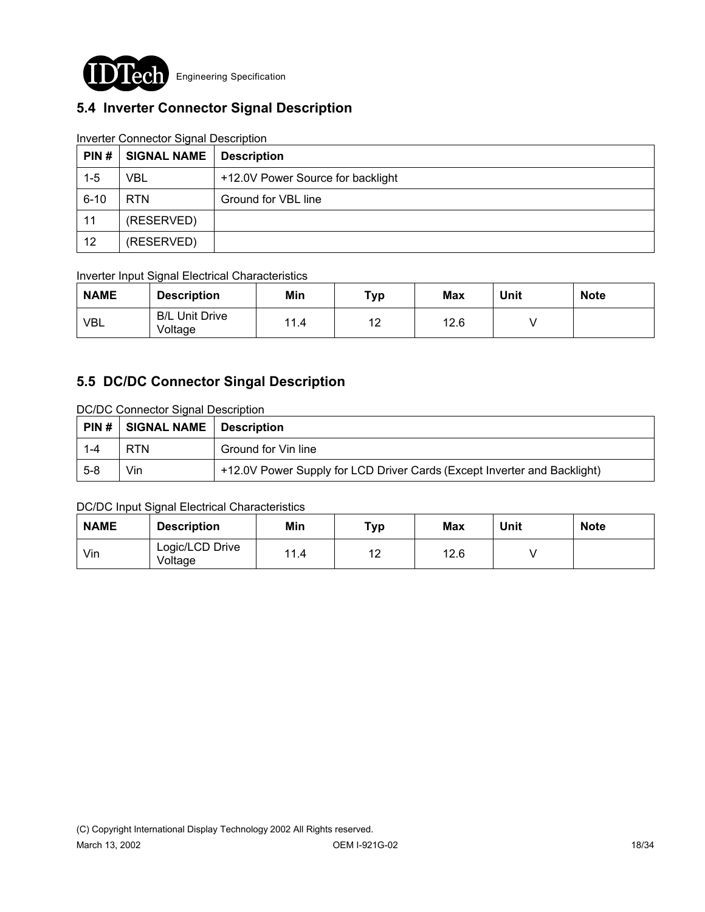## 5.4 Inverter Connector Signal Description

Inverter Connector Signal Description

| PIN # | SIGNAL NAME | Description |
|---|---|---|
| 1-5 | VBL | +12.0V Power Source for backlight |
| 6-10 | RTN | Ground for VBL line |
| 11 | (RESERVED) | |
| 12 | (RESERVED) | |

Inverter Input Signal Electrical Characteristics

| NAME | Description | Min | Typ | Max | Unit | Note |
|---|---|---|---|---|---|---|
| VBL | B/L Unit Drive Voltage | 11.4 | 12 | 12.6 | V | |

## 5.5 DC/DC Connector Singal Description

DC/DC Connector Signal Description

| PIN # | SIGNAL NAME | Description |
|---|---|---|
| 1-4 | RTN | Ground for Vin line |
| 5-8 | Vin | +12.0V Power Supply for LCD Driver Cards (Except Inverter and Backlight) |

DC/DC Input Signal Electrical Characteristics

| NAME | Description | Min | Typ | Max | Unit | Note |
|---|---|---|---|---|---|---|
| Vin | Logic/LCD Drive Voltage | 11.4 | 12 | 12.6 | V | |

(C) Copyright International Display Technology 2002 All Rights reserved.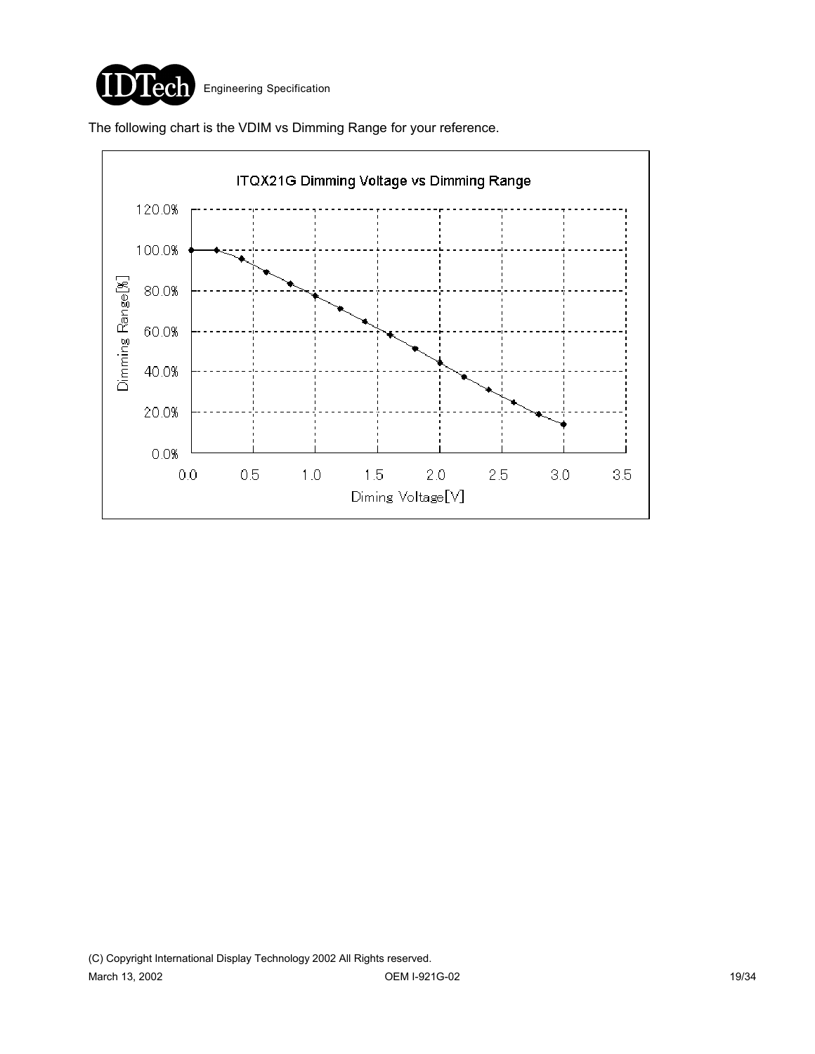The following chart is the VDIM vs Dimming Range for your reference.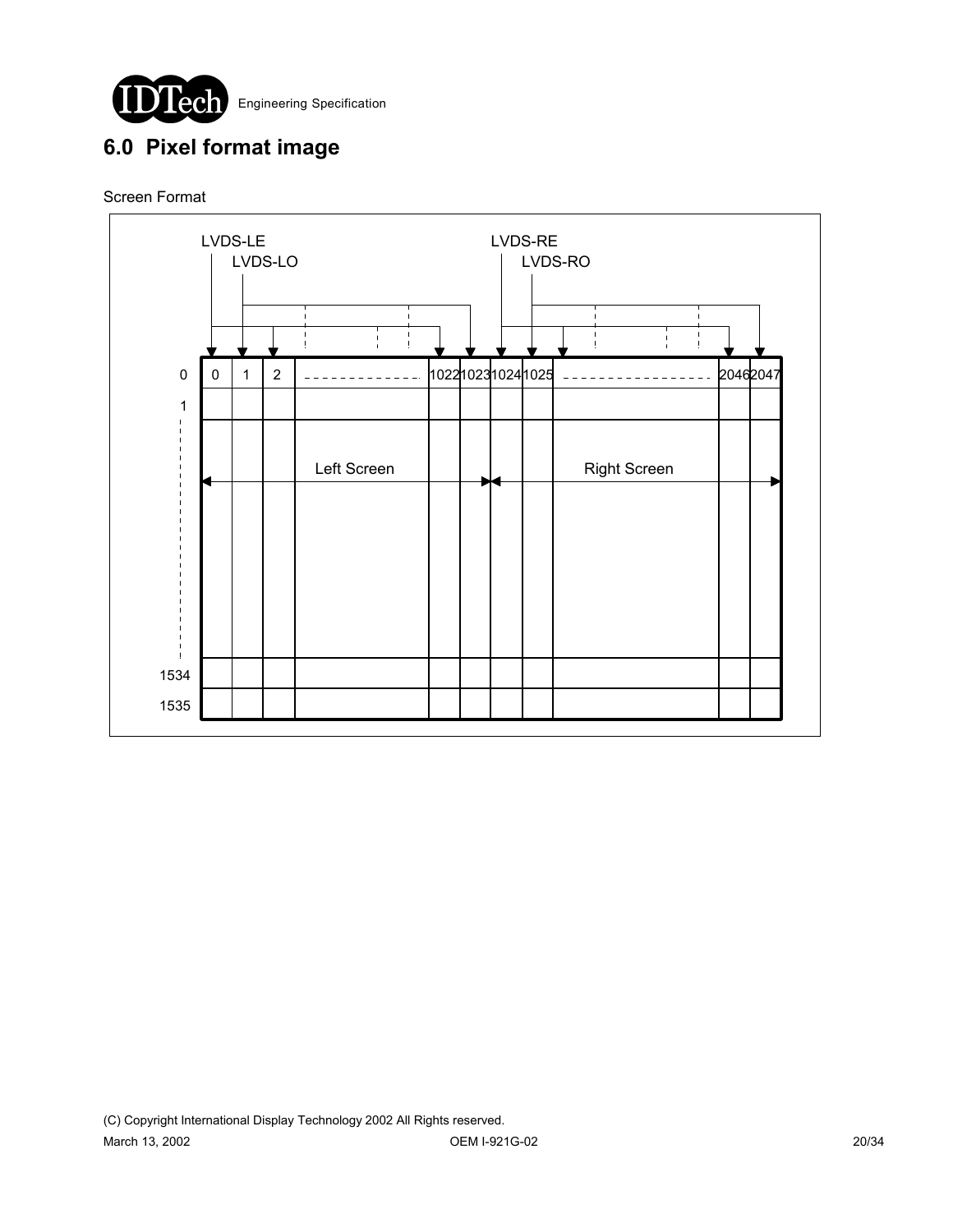# 6.0 Pixel format image

Screen Format

|  | LVDS-LE | LVDS-LO | LVDS-LE | | LVDS-LE | LVDS-LO | LVDS-RE | LVDS-RO | LVDS-RE | | LVDS-RE | LVDS-RO |
|---|---|---|---|---|---|---|---|---|---|---|---|---|
| 0 | 0 | 1 | 2 | - - - - - | 1022 | 1023 | 1024 | 1025 | - - - - - | | 2046 | 2047 |
| 1 | | | | | | | | | | | | |
| ⋮ | Left Screen | | | | | | Right Screen | | | | | |
| 1534 | | | | | | | | | | | | |
| 1535 | | | | | | | | | | | | |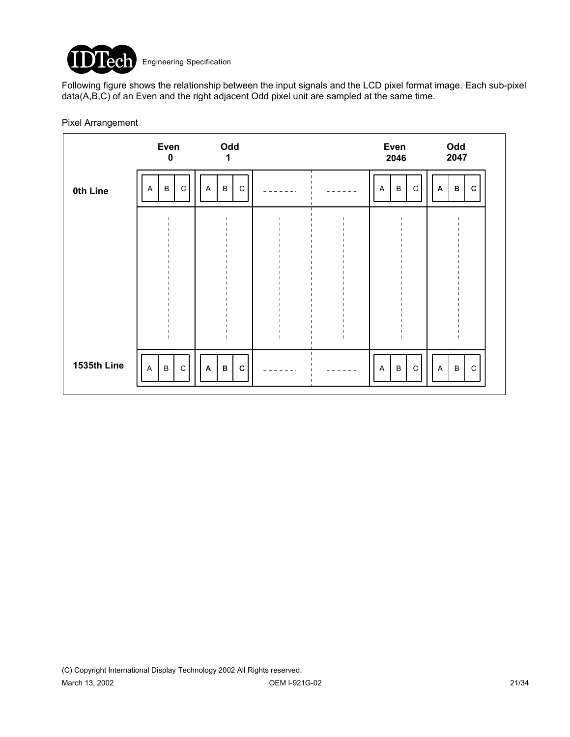Following figure shows the relationship between the input signals and the LCD pixel format image. Each sub-pixel data(A,B,C) of an Even and the right adjacent Odd pixel unit are sampled at the same time.

Pixel Arrangement

| | Even 0 | Odd 1 | | | Even 2046 | Odd 2047 |
|---|---|---|---|---|---|---|
| **0th Line** | A B C | A B C | ------- | ------- | A B C | A B C |
| | ⋮ | ⋮ | ⋮ | ⋮ | ⋮ | ⋮ |
| **1535th Line** | A B C | A B C | ------- | ------- | A B C | A B C |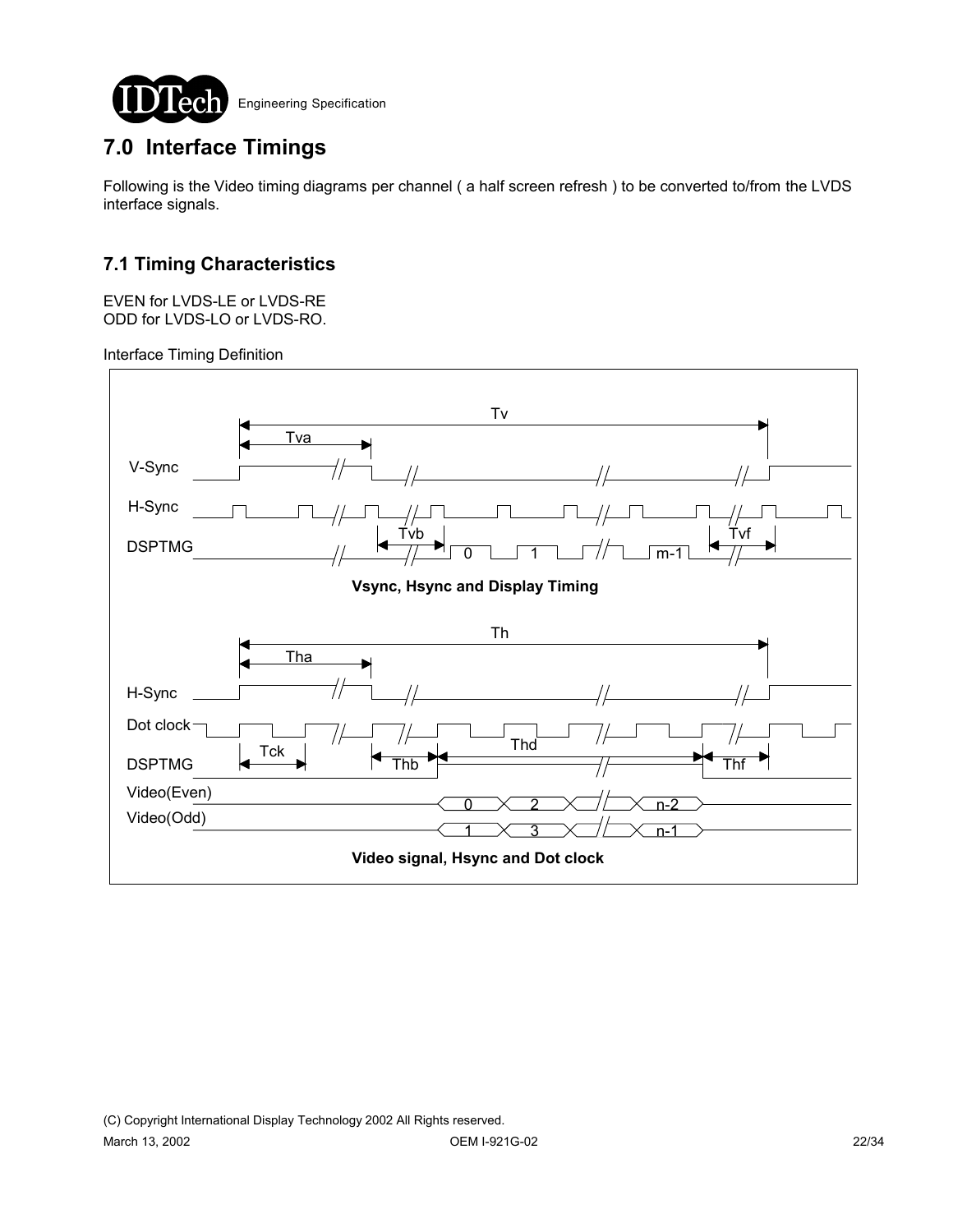# 7.0 Interface Timings

Following is the Video timing diagrams per channel ( a half screen refresh ) to be converted to/from the LVDS interface signals.

## 7.1 Timing Characteristics

EVEN for LVDS-LE or LVDS-RE
ODD for LVDS-LO or LVDS-RO.

Interface Timing Definition

Vsync, Hsync and Display Timing

Video signal, Hsync and Dot clock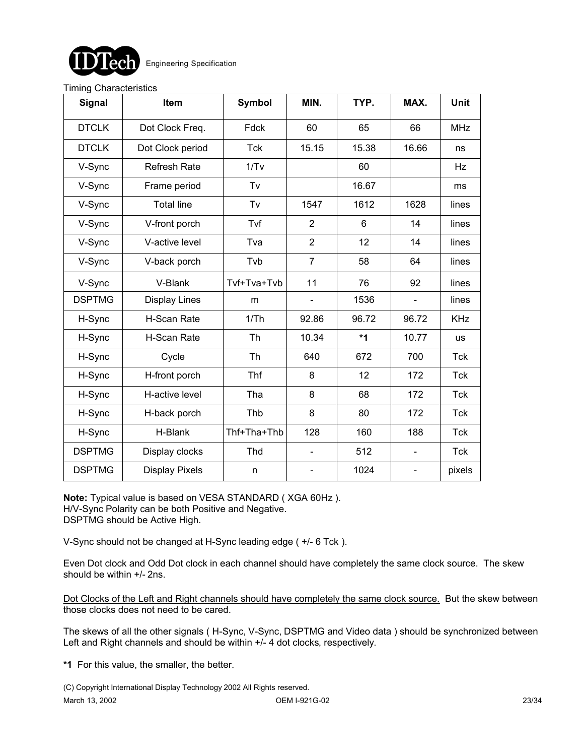Timing Characteristics

| Signal | Item | Symbol | MIN. | TYP. | MAX. | Unit |
|---|---|---|---|---|---|---|
| DTCLK | Dot Clock Freq. | Fdck | 60 | 65 | 66 | MHz |
| DTCLK | Dot Clock period | Tck | 15.15 | 15.38 | 16.66 | ns |
| V-Sync | Refresh Rate | 1/Tv | | 60 | | Hz |
| V-Sync | Frame period | Tv | | 16.67 | | ms |
| V-Sync | Total line | Tv | 1547 | 1612 | 1628 | lines |
| V-Sync | V-front porch | Tvf | 2 | 6 | 14 | lines |
| V-Sync | V-active level | Tva | 2 | 12 | 14 | lines |
| V-Sync | V-back porch | Tvb | 7 | 58 | 64 | lines |
| V-Sync | V-Blank | Tvf+Tva+Tvb | 11 | 76 | 92 | lines |
| DSPTMG | Display Lines | m | - | 1536 | - | lines |
| H-Sync | H-Scan Rate | 1/Th | 92.86 | 96.72 | 96.72 | KHz |
| H-Sync | H-Scan Rate | Th | 10.34 | *1 | 10.77 | us |
| H-Sync | Cycle | Th | 640 | 672 | 700 | Tck |
| H-Sync | H-front porch | Thf | 8 | 12 | 172 | Tck |
| H-Sync | H-active level | Tha | 8 | 68 | 172 | Tck |
| H-Sync | H-back porch | Thb | 8 | 80 | 172 | Tck |
| H-Sync | H-Blank | Thf+Tha+Thb | 128 | 160 | 188 | Tck |
| DSPTMG | Display clocks | Thd | - | 512 | - | Tck |
| DSPTMG | Display Pixels | n | - | 1024 | - | pixels |

**Note:** Typical value is based on VESA STANDARD ( XGA 60Hz ).
H/V-Sync Polarity can be both Positive and Negative.
DSPTMG should be Active High.

V-Sync should not be changed at H-Sync leading edge ( +/- 6 Tck ).

Even Dot clock and Odd Dot clock in each channel should have completely the same clock source. The skew should be within +/- 2ns.

Dot Clocks of the Left and Right channels should have completely the same clock source. But the skew between those clocks does not need to be cared.

The skews of all the other signals ( H-Sync, V-Sync, DSPTMG and Video data ) should be synchronized between Left and Right channels and should be within +/- 4 dot clocks, respectively.

**\*1** For this value, the smaller, the better.

(C) Copyright International Display Technology 2002 All Rights reserved.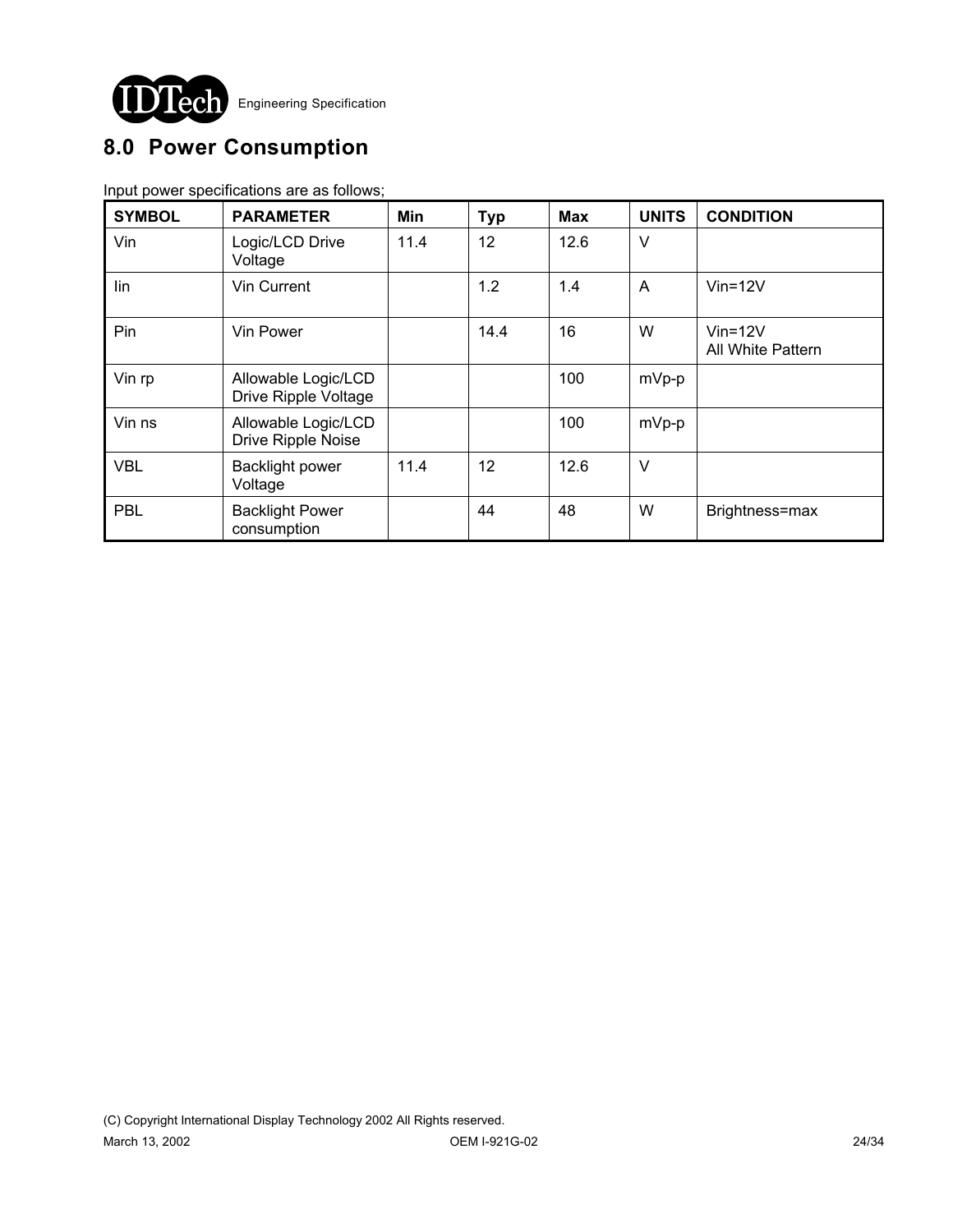## 8.0 Power Consumption

Input power specifications are as follows;

| SYMBOL | PARAMETER | Min | Typ | Max | UNITS | CONDITION |
|---|---|---|---|---|---|---|
| Vin | Logic/LCD Drive Voltage | 11.4 | 12 | 12.6 | V | |
| Iin | Vin Current | | 1.2 | 1.4 | A | Vin=12V |
| Pin | Vin Power | | 14.4 | 16 | W | Vin=12V All White Pattern |
| Vin rp | Allowable Logic/LCD Drive Ripple Voltage | | | 100 | mVp-p | |
| Vin ns | Allowable Logic/LCD Drive Ripple Noise | | | 100 | mVp-p | |
| VBL | Backlight power Voltage | 11.4 | 12 | 12.6 | V | |
| PBL | Backlight Power consumption | | 44 | 48 | W | Brightness=max |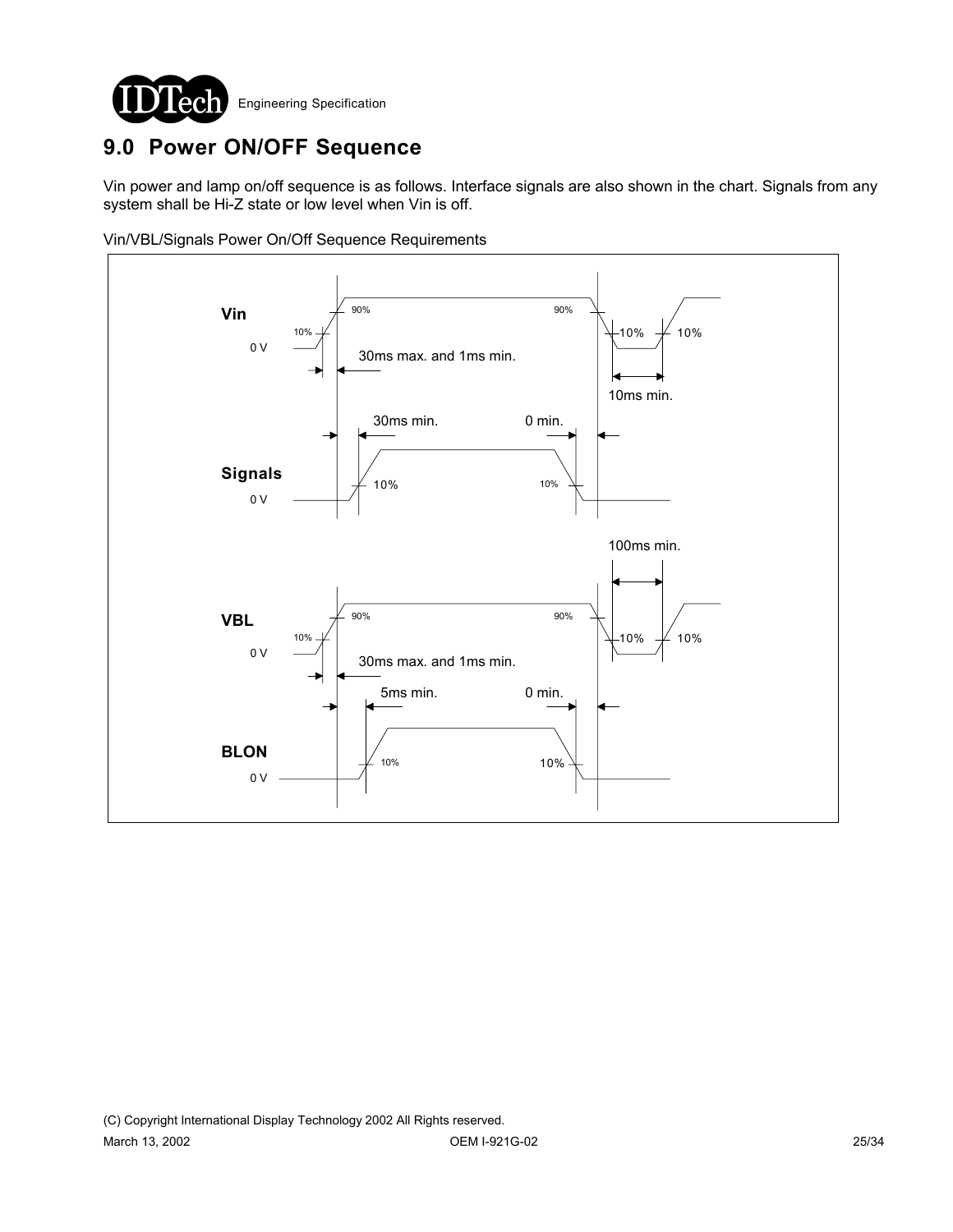# 9.0 Power ON/OFF Sequence

Vin power and lamp on/off sequence is as follows. Interface signals are also shown in the chart. Signals from any system shall be Hi-Z state or low level when Vin is off.

Vin/VBL/Signals Power On/Off Sequence Requirements

Vin
0 V
10%
90%
90%
10%
10%
30ms max. and 1ms min.
10ms min.
30ms min.
0 min.
Signals
0 V
10%
10%
100ms min.
VBL
0 V
10%
90%
90%
10%
10%
30ms max. and 1ms min.
5ms min.
0 min.
BLON
0 V
10%
10%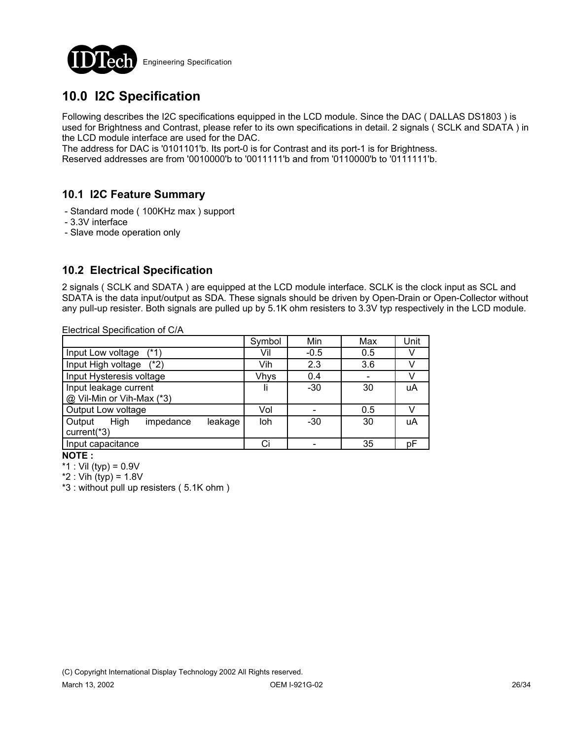## 10.0 I2C Specification

Following describes the I2C specifications equipped in the LCD module. Since the DAC ( DALLAS DS1803 ) is used for Brightness and Contrast, please refer to its own specifications in detail. 2 signals ( SCLK and SDATA ) in the LCD module interface are used for the DAC.
The address for DAC is '0101101'b. Its port-0 is for Contrast and its port-1 is for Brightness.
Reserved addresses are from '0010000'b to '0011111'b and from '0110000'b to '0111111'b.

### 10.1 I2C Feature Summary

- Standard mode ( 100KHz max ) support
- 3.3V interface
- Slave mode operation only

### 10.2 Electrical Specification

2 signals ( SCLK and SDATA ) are equipped at the LCD module interface. SCLK is the clock input as SCL and SDATA is the data input/output as SDA. These signals should be driven by Open-Drain or Open-Collector without any pull-up resister. Both signals are pulled up by 5.1K ohm resisters to 3.3V typ respectively in the LCD module.

Electrical Specification of C/A

| | Symbol | Min | Max | Unit |
|---|---|---|---|---|
| Input Low voltage (*1) | Vil | -0.5 | 0.5 | V |
| Input High voltage (*2) | Vih | 2.3 | 3.6 | V |
| Input Hysteresis voltage | Vhys | 0.4 | - | V |
| Input leakage current @ Vil-Min or Vih-Max (*3) | Ii | -30 | 30 | uA |
| Output Low voltage | Vol | - | 0.5 | V |
| Output High impedance leakage current(*3) | Ioh | -30 | 30 | uA |
| Input capacitance | Ci | - | 35 | pF |

**NOTE :**

*1 : Vil (typ) = 0.9V

*2 : Vih (typ) = 1.8V

*3 : without pull up resisters ( 5.1K ohm )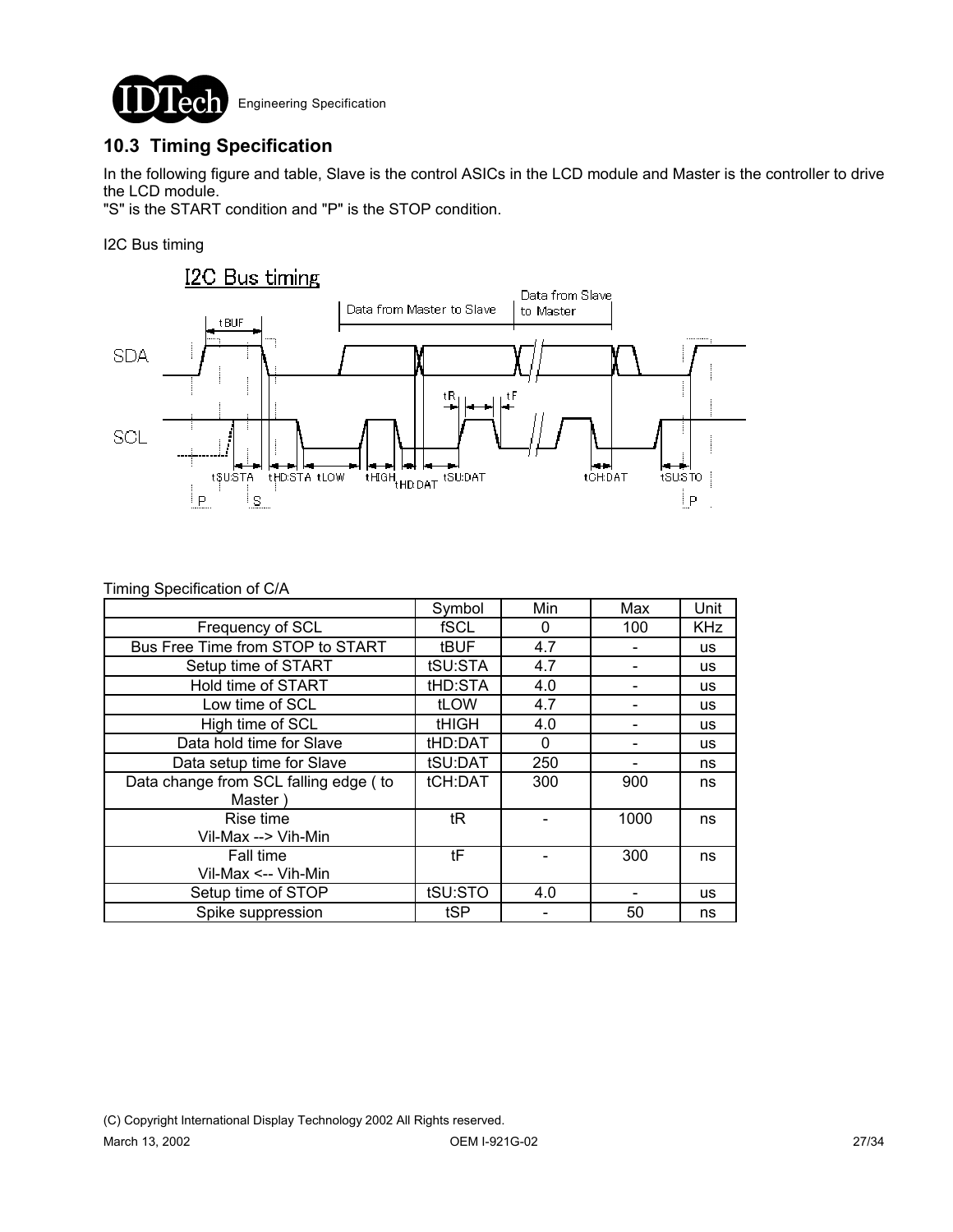## 10.3 Timing Specification

In the following figure and table, Slave is the control ASICs in the LCD module and Master is the controller to drive the LCD module.
"S" is the START condition and "P" is the STOP condition.

I2C Bus timing

Timing Specification of C/A

| | Symbol | Min | Max | Unit |
|---|---|---|---|---|
| Frequency of SCL | fSCL | 0 | 100 | KHz |
| Bus Free Time from STOP to START | tBUF | 4.7 | - | us |
| Setup time of START | tSU:STA | 4.7 | - | us |
| Hold time of START | tHD:STA | 4.0 | - | us |
| Low time of SCL | tLOW | 4.7 | - | us |
| High time of SCL | tHIGH | 4.0 | - | us |
| Data hold time for Slave | tHD:DAT | 0 | - | us |
| Data setup time for Slave | tSU:DAT | 250 | - | ns |
| Data change from SCL falling edge ( to Master ) | tCH:DAT | 300 | 900 | ns |
| Rise time Vil-Max --> Vih-Min | tR | - | 1000 | ns |
| Fall time Vil-Max <-- Vih-Min | tF | - | 300 | ns |
| Setup time of STOP | tSU:STO | 4.0 | - | us |
| Spike suppression | tSP | - | 50 | ns |

(C) Copyright International Display Technology 2002 All Rights reserved.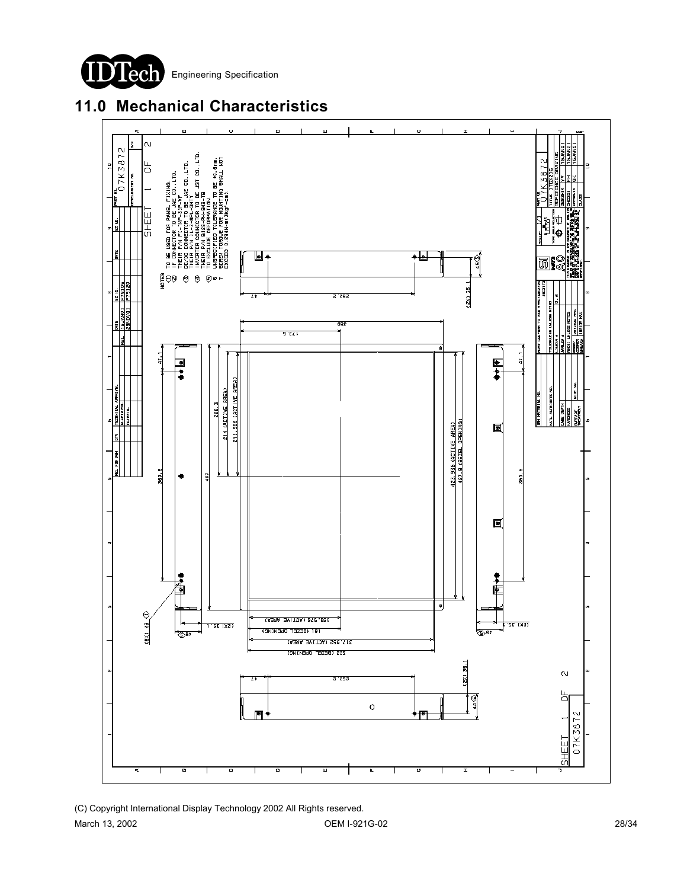# 11.0 Mechanical Characteristics

NOTES

1. TO BE USED FOR PANEL FIXING.
2. I/F CONNECTOR TO BE JAE CO.,LTD. THEIR P/N FI-TWP-31P-VF
3. DC/DC CONNECTOR TO BE JAE CO. LTD. THEIR P/N IL-Z-6PL-SMTY
4. INVERTER CONNECTOR TO BE JST CO.,LTD. THEIR P/N S12B-PH-SM3-TB
5. TO EXCLUDE DEFORMATION.
6. UNSPECIFIED TOLERANCE TO BE ±0.6mm.
7. SCREW TORQUE FOR MOUNTING SHALL NOT EXCEED 0.294N-m(3kgf-cm)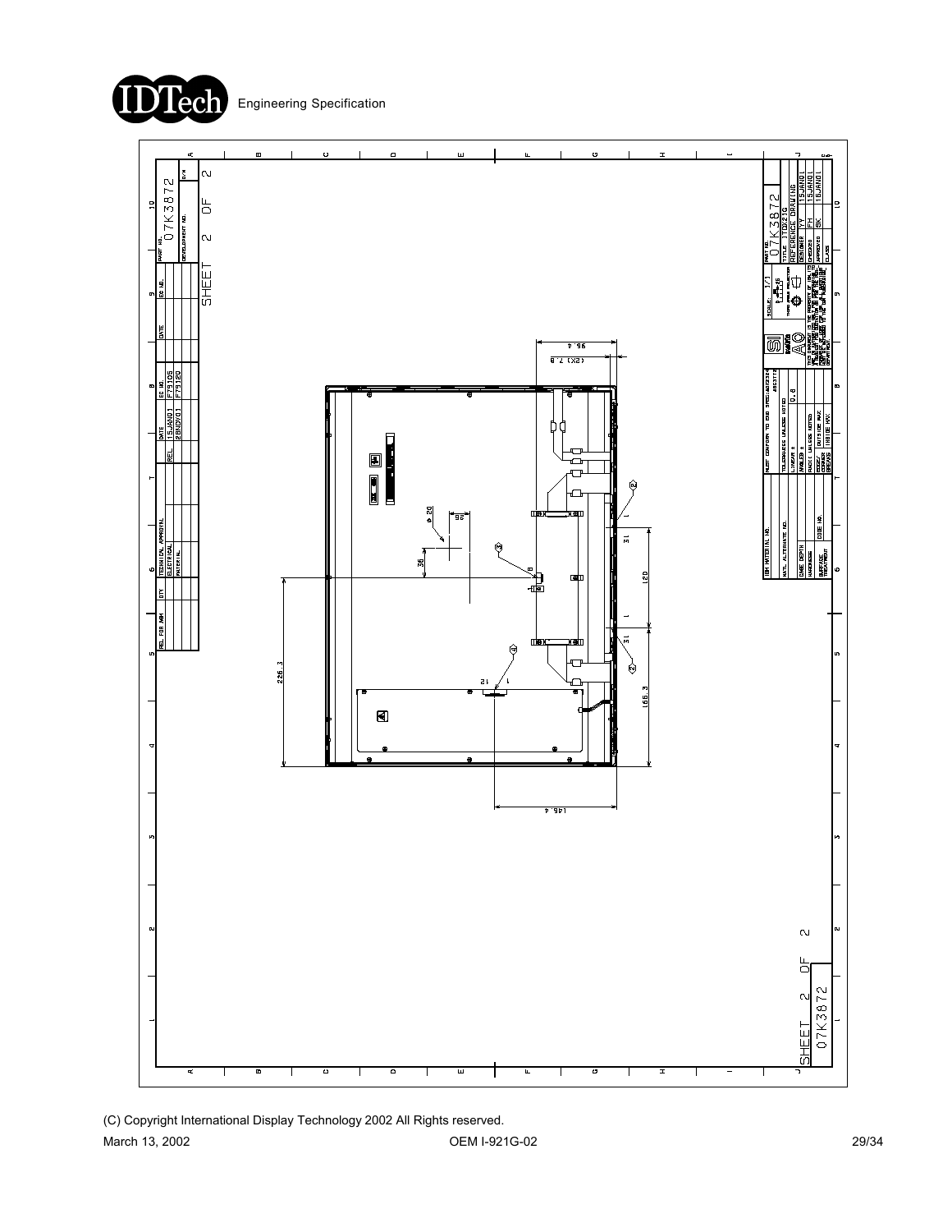Engineering Specification

SHEET 2 OF 2

07K3872

| PART NO. | 07K3872 |
| --- | --- |
| TITLE | ITQX21G |
| | REFERENCE DRAWING |
| DESIGNED | YY | 15JAN01 |
| CHECKED | FH | 15JAN01 |
| APPROVED | SK | 15JAN01 |

| REL | DATE | EC NO. |
| --- | --- | --- |
| | 15JAN01 | F79105 |
| | 28NOV01 | F79120 |

SCALE: 1/1

MUST CONFORM TO IBM SPEC: A07Z332-4

TOLERANCES UNLESS NOTED: 0.8

95.4

(2X) 7.8

ø 20

26

36

31

120

31

226.3

166.3

146.4

(C) Copyright International Display Technology 2002 All Rights reserved.

March 13, 2002 OEM I-921G-02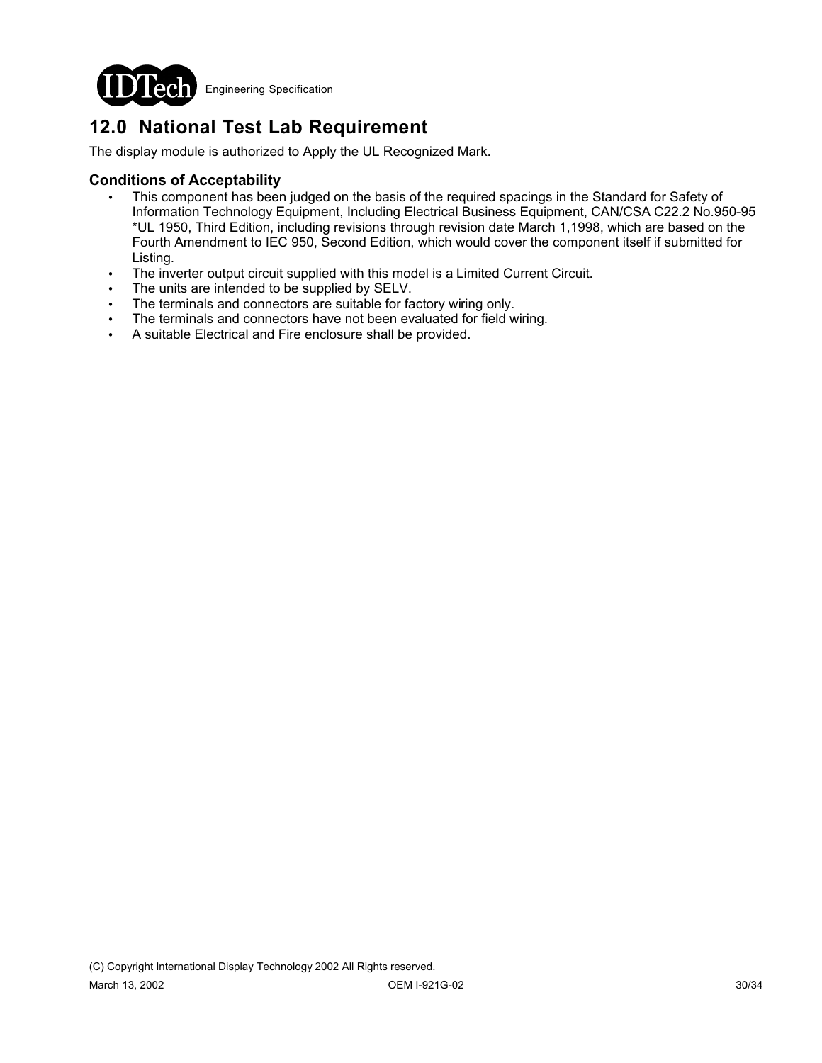## 12.0 National Test Lab Requirement

The display module is authorized to Apply the UL Recognized Mark.

### Conditions of Acceptability

- This component has been judged on the basis of the required spacings in the Standard for Safety of Information Technology Equipment, Including Electrical Business Equipment, CAN/CSA C22.2 No.950-95 *UL 1950, Third Edition, including revisions through revision date March 1,1998, which are based on the Fourth Amendment to IEC 950, Second Edition, which would cover the component itself if submitted for Listing.
- The inverter output circuit supplied with this model is a Limited Current Circuit.
- The units are intended to be supplied by SELV.
- The terminals and connectors are suitable for factory wiring only.
- The terminals and connectors have not been evaluated for field wiring.
- A suitable Electrical and Fire enclosure shall be provided.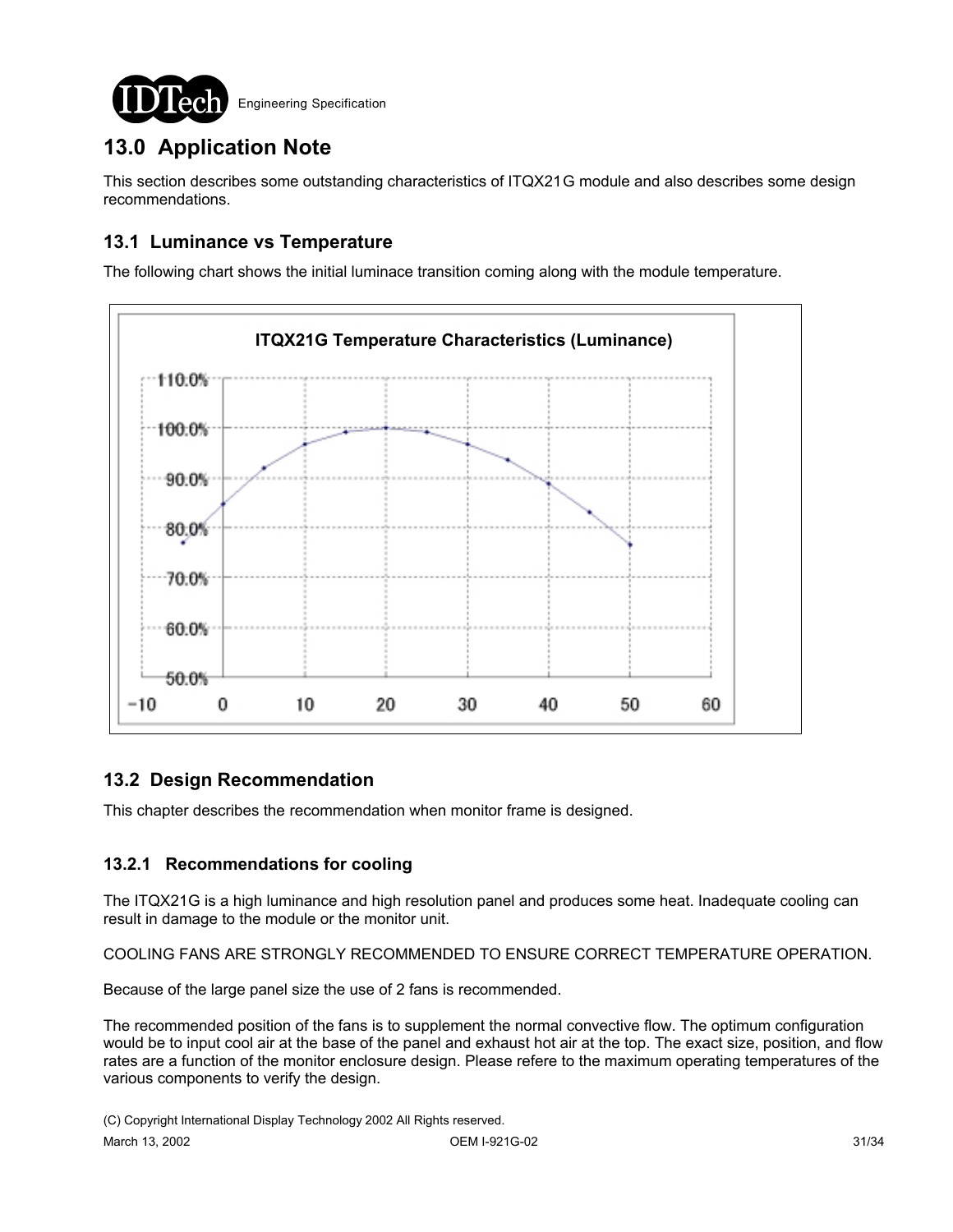# 13.0 Application Note

This section describes some outstanding characteristics of ITQX21G module and also describes some design recommendations.

## 13.1 Luminance vs Temperature

The following chart shows the initial luminace transition coming along with the module temperature.

ITQX21G Temperature Characteristics (Luminance)

## 13.2 Design Recommendation

This chapter describes the recommendation when monitor frame is designed.

### 13.2.1 Recommendations for cooling

The ITQX21G is a high luminance and high resolution panel and produces some heat. Inadequate cooling can result in damage to the module or the monitor unit.

COOLING FANS ARE STRONGLY RECOMMENDED TO ENSURE CORRECT TEMPERATURE OPERATION.

Because of the large panel size the use of 2 fans is recommended.

The recommended position of the fans is to supplement the normal convective flow. The optimum configuration would be to input cool air at the base of the panel and exhaust hot air at the top. The exact size, position, and flow rates are a function of the monitor enclosure design. Please refere to the maximum operating temperatures of the various components to verify the design.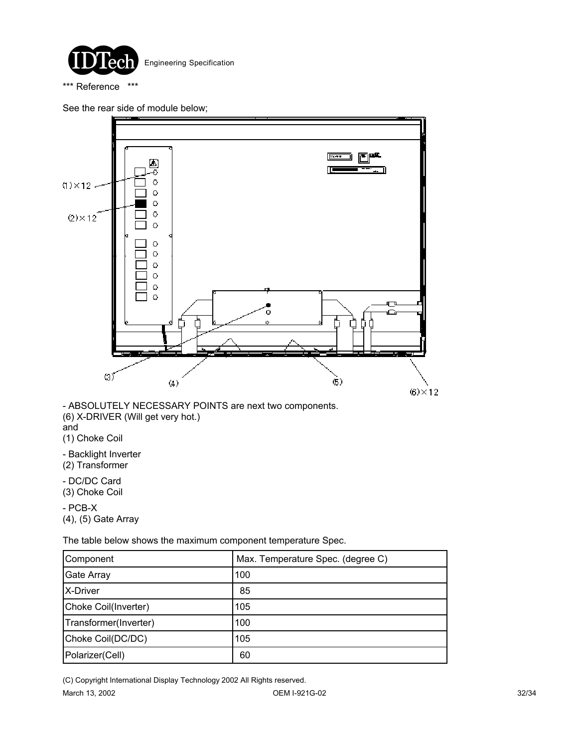*** Reference ***

See the rear side of module below;

- ABSOLUTELY NECESSARY POINTS are next two components.
(6) X-DRIVER (Will get very hot.)
and
(1) Choke Coil

- Backlight Inverter
(2) Transformer

- DC/DC Card
(3) Choke Coil

- PCB-X
(4), (5) Gate Array

The table below shows the maximum component temperature Spec.

| Component | Max. Temperature Spec. (degree C) |
| --- | --- |
| Gate Array | 100 |
| X-Driver | 85 |
| Choke Coil(Inverter) | 105 |
| Transformer(Inverter) | 100 |
| Choke Coil(DC/DC) | 105 |
| Polarizer(Cell) | 60 |

(C) Copyright International Display Technology 2002 All Rights reserved.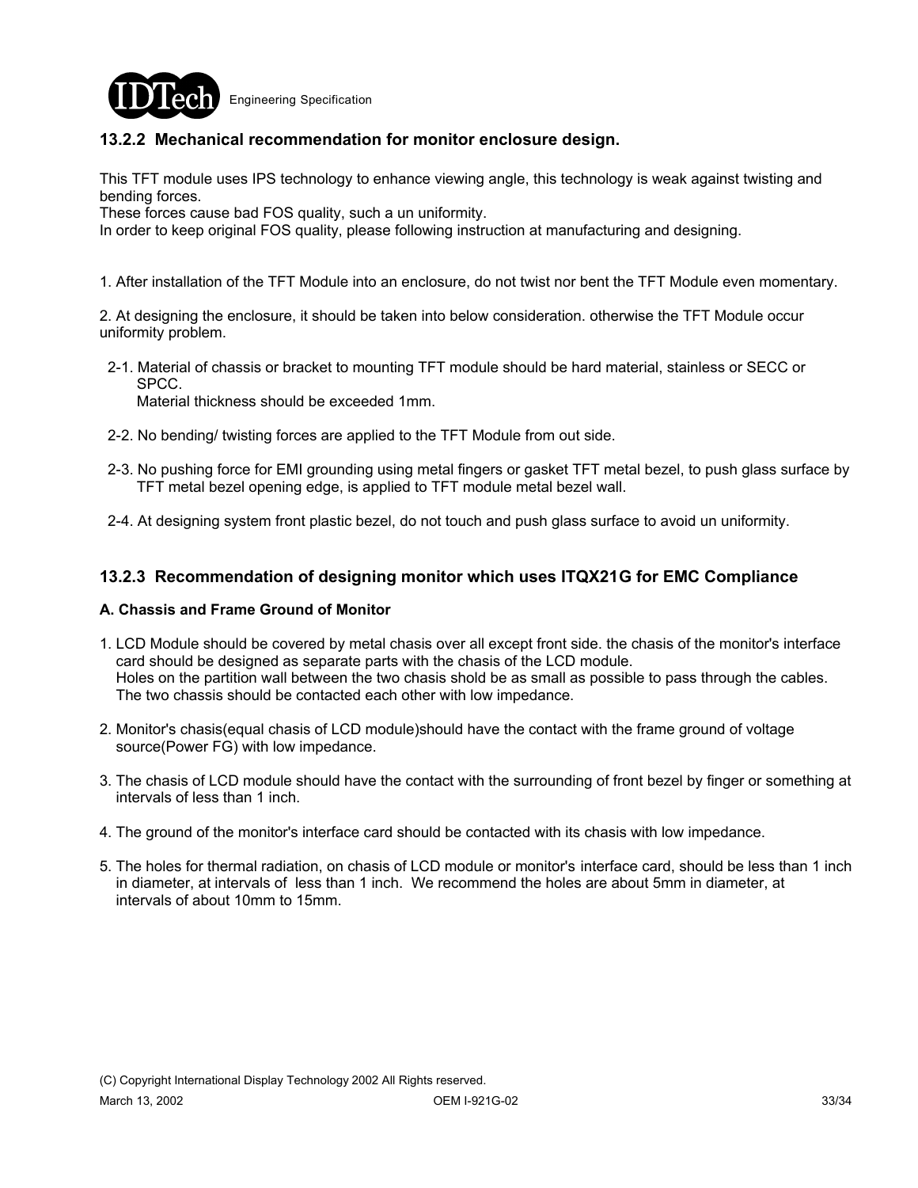### 13.2.2 Mechanical recommendation for monitor enclosure design.

This TFT module uses IPS technology to enhance viewing angle, this technology is weak against twisting and bending forces.
These forces cause bad FOS quality, such a un uniformity.
In order to keep original FOS quality, please following instruction at manufacturing and designing.

1. After installation of the TFT Module into an enclosure, do not twist nor bent the TFT Module even momentary.

2. At designing the enclosure, it should be taken into below consideration. otherwise the TFT Module occur uniformity problem.

   2-1. Material of chassis or bracket to mounting TFT module should be hard material, stainless or SECC or SPCC.
   Material thickness should be exceeded 1mm.

   2-2. No bending/ twisting forces are applied to the TFT Module from out side.

   2-3. No pushing force for EMI grounding using metal fingers or gasket TFT metal bezel, to push glass surface by TFT metal bezel opening edge, is applied to TFT module metal bezel wall.

   2-4. At designing system front plastic bezel, do not touch and push glass surface to avoid un uniformity.

### 13.2.3 Recommendation of designing monitor which uses ITQX21G for EMC Compliance

**A. Chassis and Frame Ground of Monitor**

1. LCD Module should be covered by metal chasis over all except front side. the chasis of the monitor's interface card should be designed as separate parts with the chasis of the LCD module.
   Holes on the partition wall between the two chasis shold be as small as possible to pass through the cables.
   The two chassis should be contacted each other with low impedance.

2. Monitor's chasis(equal chasis of LCD module)should have the contact with the frame ground of voltage source(Power FG) with low impedance.

3. The chasis of LCD module should have the contact with the surrounding of front bezel by finger or something at intervals of less than 1 inch.

4. The ground of the monitor's interface card should be contacted with its chasis with low impedance.

5. The holes for thermal radiation, on chasis of LCD module or monitor's interface card, should be less than 1 inch in diameter, at intervals of less than 1 inch. We recommend the holes are about 5mm in diameter, at intervals of about 10mm to 15mm.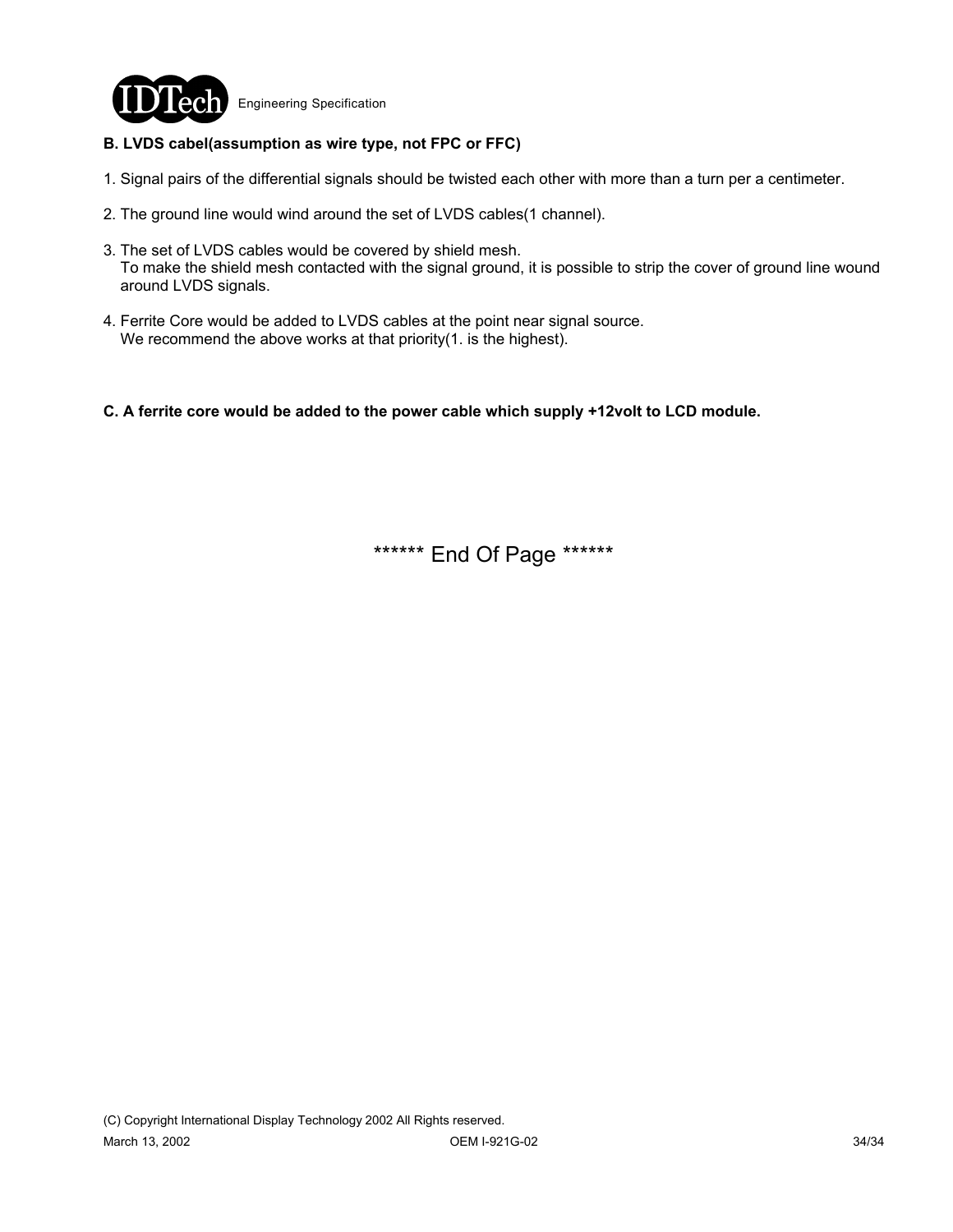**B. LVDS cabel(assumption as wire type, not FPC or FFC)**

1. Signal pairs of the differential signals should be twisted each other with more than a turn per a centimeter.

2. The ground line would wind around the set of LVDS cables(1 channel).

3. The set of LVDS cables would be covered by shield mesh.
   To make the shield mesh contacted with the signal ground, it is possible to strip the cover of ground line wound around LVDS signals.

4. Ferrite Core would be added to LVDS cables at the point near signal source.
   We recommend the above works at that priority(1. is the highest).

**C. A ferrite core would be added to the power cable which supply +12volt to LCD module.**

****** End Of Page ******